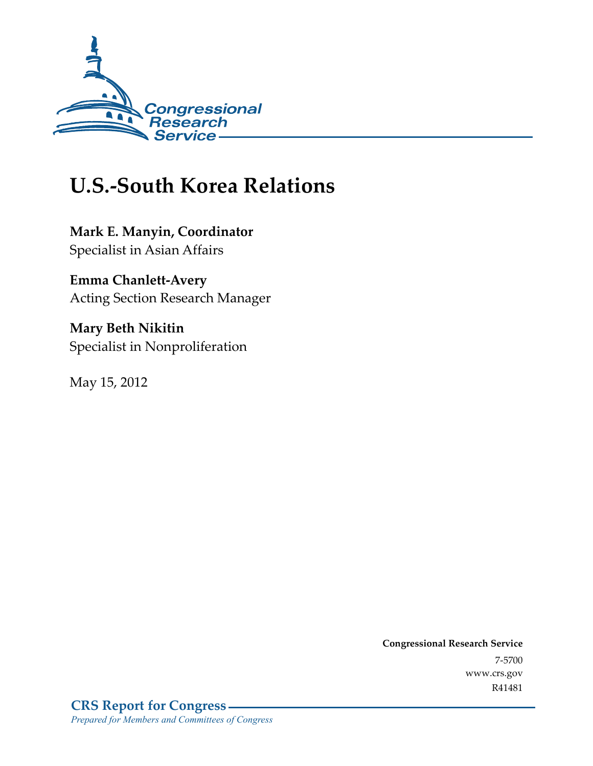Congressional Research Service

# U.S.-South Korea Relations

**Mark E. Manyin, Coordinator**
Specialist in Asian Affairs

**Emma Chanlett-Avery**
Acting Section Research Manager

**Mary Beth Nikitin**
Specialist in Nonproliferation

May 15, 2012

**Congressional Research Service**
7-5700
www.crs.gov
R41481

**CRS Report for Congress**
*Prepared for Members and Committees of Congress*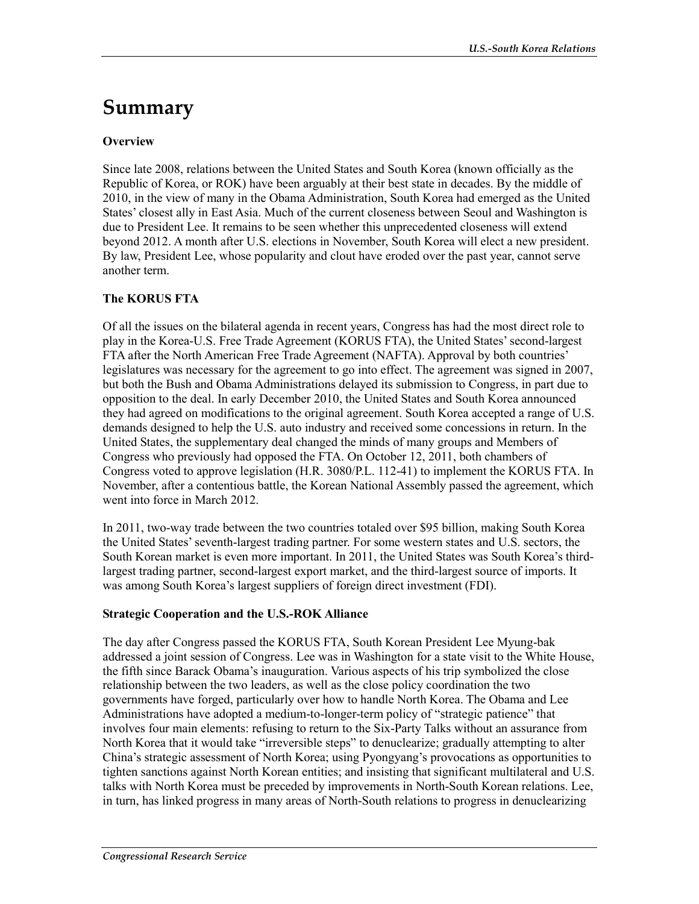# Summary

### Overview

Since late 2008, relations between the United States and South Korea (known officially as the Republic of Korea, or ROK) have been arguably at their best state in decades. By the middle of 2010, in the view of many in the Obama Administration, South Korea had emerged as the United States' closest ally in East Asia. Much of the current closeness between Seoul and Washington is due to President Lee. It remains to be seen whether this unprecedented closeness will extend beyond 2012. A month after U.S. elections in November, South Korea will elect a new president. By law, President Lee, whose popularity and clout have eroded over the past year, cannot serve another term.

### The KORUS FTA

Of all the issues on the bilateral agenda in recent years, Congress has had the most direct role to play in the Korea-U.S. Free Trade Agreement (KORUS FTA), the United States' second-largest FTA after the North American Free Trade Agreement (NAFTA). Approval by both countries' legislatures was necessary for the agreement to go into effect. The agreement was signed in 2007, but both the Bush and Obama Administrations delayed its submission to Congress, in part due to opposition to the deal. In early December 2010, the United States and South Korea announced they had agreed on modifications to the original agreement. South Korea accepted a range of U.S. demands designed to help the U.S. auto industry and received some concessions in return. In the United States, the supplementary deal changed the minds of many groups and Members of Congress who previously had opposed the FTA. On October 12, 2011, both chambers of Congress voted to approve legislation (H.R. 3080/P.L. 112-41) to implement the KORUS FTA. In November, after a contentious battle, the Korean National Assembly passed the agreement, which went into force in March 2012.

In 2011, two-way trade between the two countries totaled over $95 billion, making South Korea the United States' seventh-largest trading partner. For some western states and U.S. sectors, the South Korean market is even more important. In 2011, the United States was South Korea's third-largest trading partner, second-largest export market, and the third-largest source of imports. It was among South Korea's largest suppliers of foreign direct investment (FDI).

### Strategic Cooperation and the U.S.-ROK Alliance

The day after Congress passed the KORUS FTA, South Korean President Lee Myung-bak addressed a joint session of Congress. Lee was in Washington for a state visit to the White House, the fifth since Barack Obama's inauguration. Various aspects of his trip symbolized the close relationship between the two leaders, as well as the close policy coordination the two governments have forged, particularly over how to handle North Korea. The Obama and Lee Administrations have adopted a medium-to-longer-term policy of "strategic patience" that involves four main elements: refusing to return to the Six-Party Talks without an assurance from North Korea that it would take "irreversible steps" to denuclearize; gradually attempting to alter China's strategic assessment of North Korea; using Pyongyang's provocations as opportunities to tighten sanctions against North Korean entities; and insisting that significant multilateral and U.S. talks with North Korea must be preceded by improvements in North-South Korean relations. Lee, in turn, has linked progress in many areas of North-South relations to progress in denuclearizing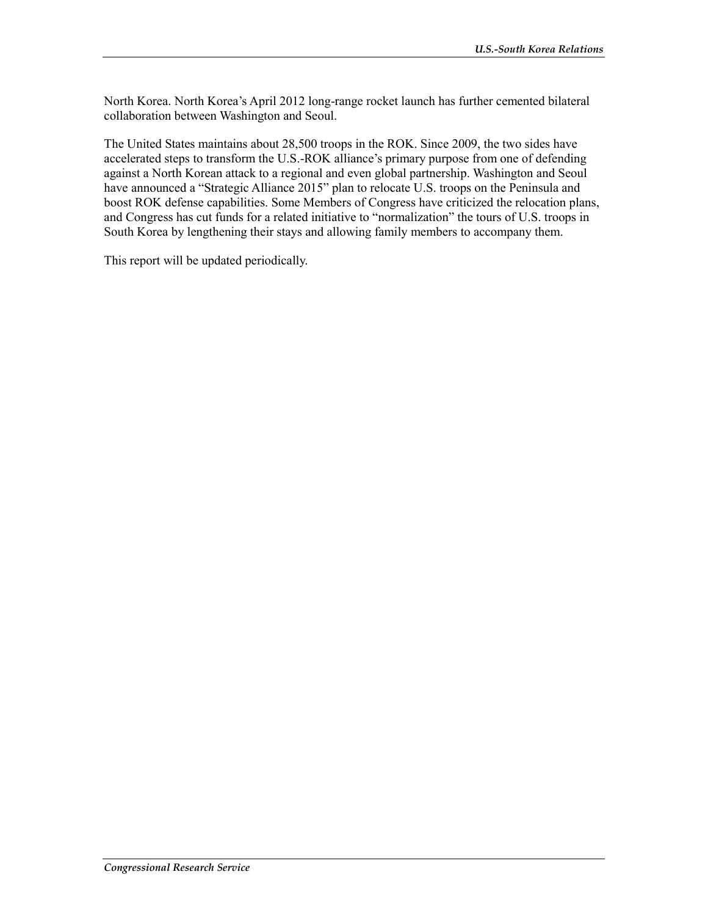North Korea. North Korea's April 2012 long-range rocket launch has further cemented bilateral collaboration between Washington and Seoul.

The United States maintains about 28,500 troops in the ROK. Since 2009, the two sides have accelerated steps to transform the U.S.-ROK alliance's primary purpose from one of defending against a North Korean attack to a regional and even global partnership. Washington and Seoul have announced a "Strategic Alliance 2015" plan to relocate U.S. troops on the Peninsula and boost ROK defense capabilities. Some Members of Congress have criticized the relocation plans, and Congress has cut funds for a related initiative to "normalization" the tours of U.S. troops in South Korea by lengthening their stays and allowing family members to accompany them.

This report will be updated periodically.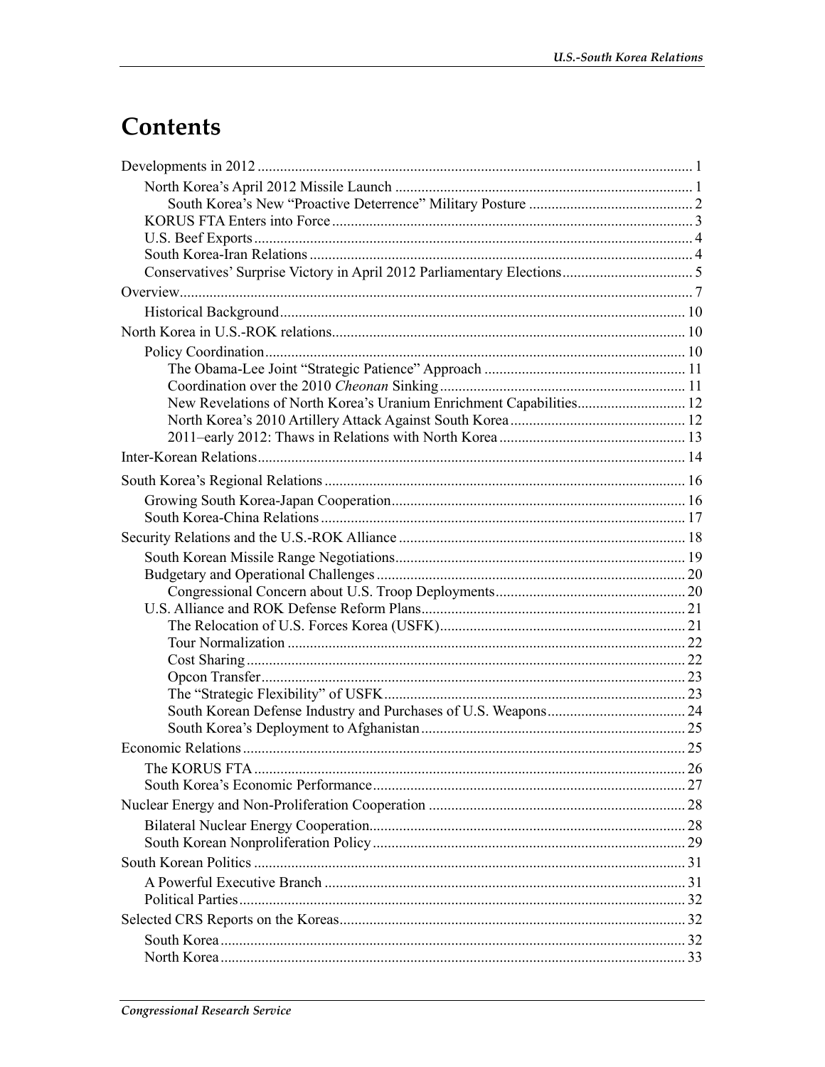# Contents

Developments in 2012 .......... 1
- North Korea's April 2012 Missile Launch .......... 1
  - South Korea's New "Proactive Deterrence" Military Posture .......... 2
- KORUS FTA Enters into Force .......... 3
- U.S. Beef Exports .......... 4
- South Korea-Iran Relations .......... 4
- Conservatives' Surprise Victory in April 2012 Parliamentary Elections .......... 5

Overview .......... 7
- Historical Background .......... 10

North Korea in U.S.-ROK relations .......... 10
- Policy Coordination .......... 10
  - The Obama-Lee Joint "Strategic Patience" Approach .......... 11
  - Coordination over the 2010 *Cheonan* Sinking .......... 11
  - New Revelations of North Korea's Uranium Enrichment Capabilities .......... 12
  - North Korea's 2010 Artillery Attack Against South Korea .......... 12
  - 2011–early 2012: Thaws in Relations with North Korea .......... 13

Inter-Korean Relations .......... 14

South Korea's Regional Relations .......... 16
- Growing South Korea-Japan Cooperation .......... 16
- South Korea-China Relations .......... 17

Security Relations and the U.S.-ROK Alliance .......... 18
- South Korean Missile Range Negotiations .......... 19
- Budgetary and Operational Challenges .......... 20
  - Congressional Concern about U.S. Troop Deployments .......... 20
- U.S. Alliance and ROK Defense Reform Plans .......... 21
  - The Relocation of U.S. Forces Korea (USFK) .......... 21
  - Tour Normalization .......... 22
  - Cost Sharing .......... 22
  - Opcon Transfer .......... 23
  - The "Strategic Flexibility" of USFK .......... 23
  - South Korean Defense Industry and Purchases of U.S. Weapons .......... 24
  - South Korea's Deployment to Afghanistan .......... 25

Economic Relations .......... 25
- The KORUS FTA .......... 26
- South Korea's Economic Performance .......... 27

Nuclear Energy and Non-Proliferation Cooperation .......... 28
- Bilateral Nuclear Energy Cooperation .......... 28
- South Korean Nonproliferation Policy .......... 29

South Korean Politics .......... 31
- A Powerful Executive Branch .......... 31
- Political Parties .......... 32

Selected CRS Reports on the Koreas .......... 32
- South Korea .......... 32
- North Korea .......... 33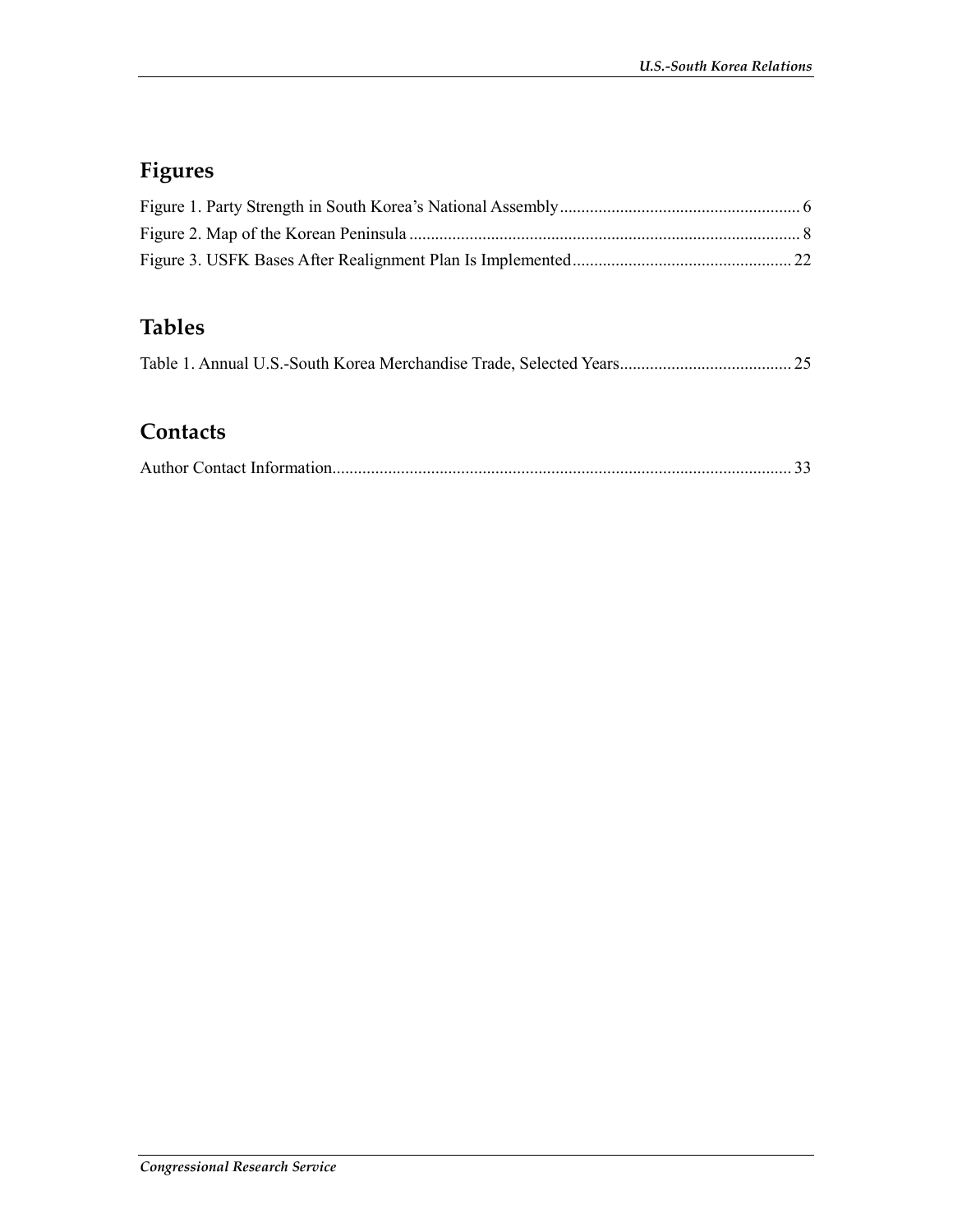## Figures

Figure 1. Party Strength in South Korea's National Assembly........................................................ 6

Figure 2. Map of the Korean Peninsula ........................................................................................... 8

Figure 3. USFK Bases After Realignment Plan Is Implemented................................................... 22

## Tables

Table 1. Annual U.S.-South Korea Merchandise Trade, Selected Years........................................ 25

## Contacts

Author Contact Information........................................................................................................... 33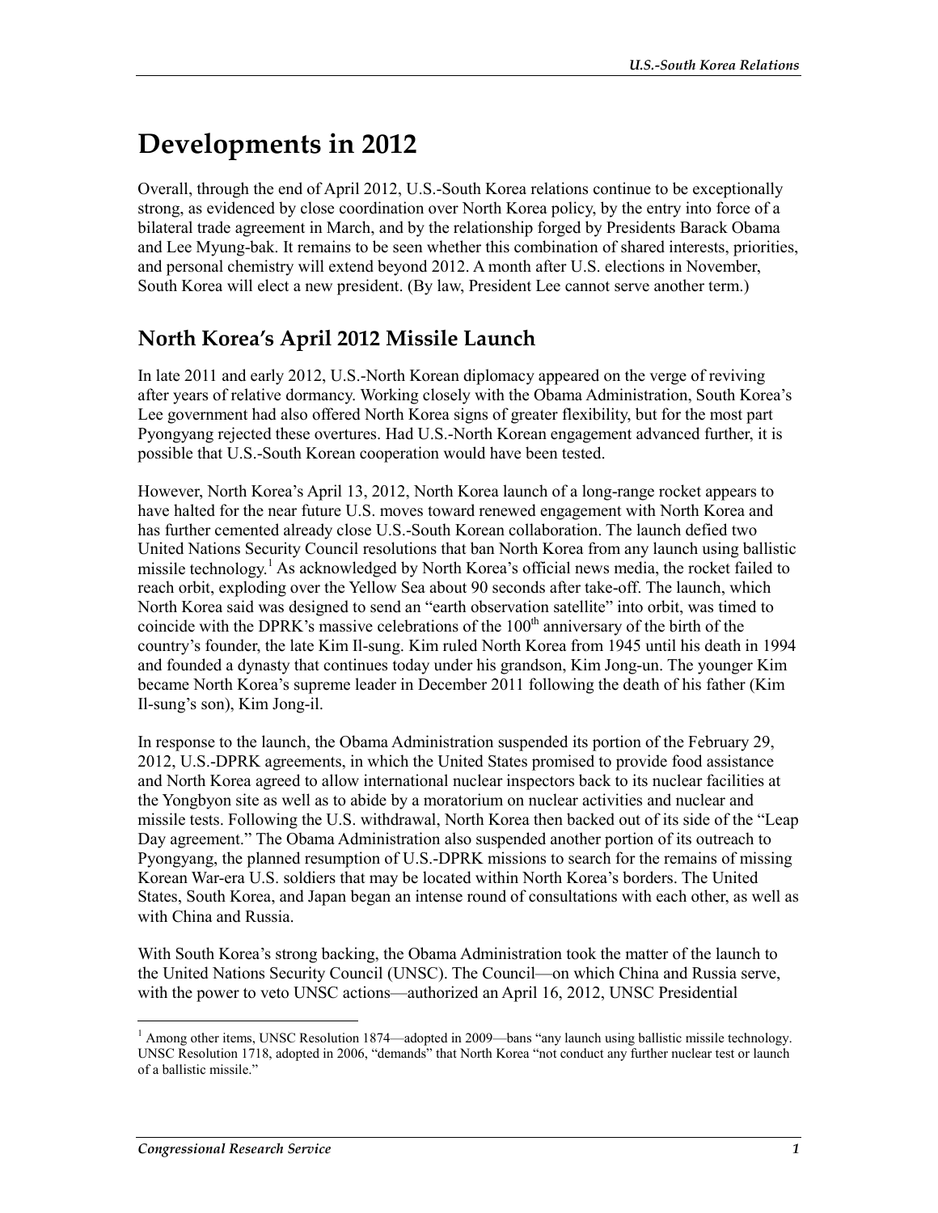# Developments in 2012

Overall, through the end of April 2012, U.S.-South Korea relations continue to be exceptionally strong, as evidenced by close coordination over North Korea policy, by the entry into force of a bilateral trade agreement in March, and by the relationship forged by Presidents Barack Obama and Lee Myung-bak. It remains to be seen whether this combination of shared interests, priorities, and personal chemistry will extend beyond 2012. A month after U.S. elections in November, South Korea will elect a new president. (By law, President Lee cannot serve another term.)

## North Korea's April 2012 Missile Launch

In late 2011 and early 2012, U.S.-North Korean diplomacy appeared on the verge of reviving after years of relative dormancy. Working closely with the Obama Administration, South Korea's Lee government had also offered North Korea signs of greater flexibility, but for the most part Pyongyang rejected these overtures. Had U.S.-North Korean engagement advanced further, it is possible that U.S.-South Korean cooperation would have been tested.

However, North Korea's April 13, 2012, North Korea launch of a long-range rocket appears to have halted for the near future U.S. moves toward renewed engagement with North Korea and has further cemented already close U.S.-South Korean collaboration. The launch defied two United Nations Security Council resolutions that ban North Korea from any launch using ballistic missile technology.[1] As acknowledged by North Korea's official news media, the rocket failed to reach orbit, exploding over the Yellow Sea about 90 seconds after take-off. The launch, which North Korea said was designed to send an "earth observation satellite" into orbit, was timed to coincide with the DPRK's massive celebrations of the 100th anniversary of the birth of the country's founder, the late Kim Il-sung. Kim ruled North Korea from 1945 until his death in 1994 and founded a dynasty that continues today under his grandson, Kim Jong-un. The younger Kim became North Korea's supreme leader in December 2011 following the death of his father (Kim Il-sung's son), Kim Jong-il.

In response to the launch, the Obama Administration suspended its portion of the February 29, 2012, U.S.-DPRK agreements, in which the United States promised to provide food assistance and North Korea agreed to allow international nuclear inspectors back to its nuclear facilities at the Yongbyon site as well as to abide by a moratorium on nuclear activities and nuclear and missile tests. Following the U.S. withdrawal, North Korea then backed out of its side of the "Leap Day agreement." The Obama Administration also suspended another portion of its outreach to Pyongyang, the planned resumption of U.S.-DPRK missions to search for the remains of missing Korean War-era U.S. soldiers that may be located within North Korea's borders. The United States, South Korea, and Japan began an intense round of consultations with each other, as well as with China and Russia.

With South Korea's strong backing, the Obama Administration took the matter of the launch to the United Nations Security Council (UNSC). The Council—on which China and Russia serve, with the power to veto UNSC actions—authorized an April 16, 2012, UNSC Presidential

---

[1] Among other items, UNSC Resolution 1874—adopted in 2009—bans "any launch using ballistic missile technology. UNSC Resolution 1718, adopted in 2006, "demands" that North Korea "not conduct any further nuclear test or launch of a ballistic missile."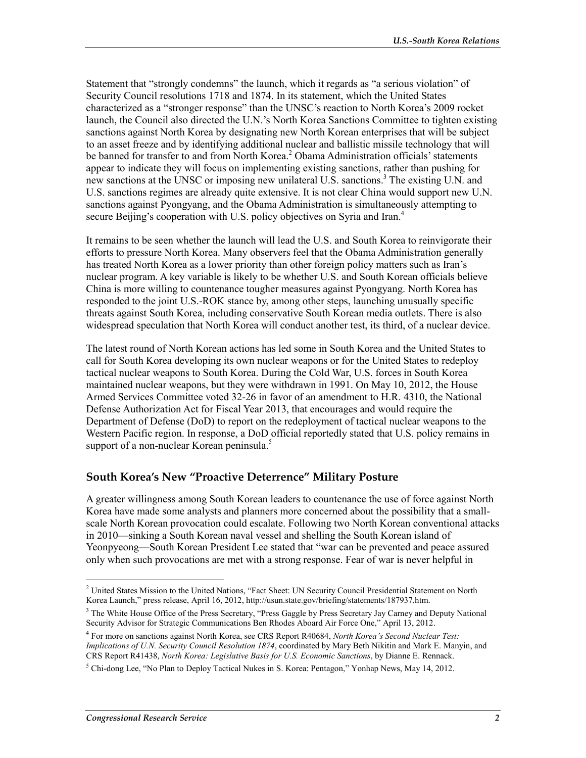Statement that "strongly condemns" the launch, which it regards as "a serious violation" of Security Council resolutions 1718 and 1874. In its statement, which the United States characterized as a "stronger response" than the UNSC's reaction to North Korea's 2009 rocket launch, the Council also directed the U.N.'s North Korea Sanctions Committee to tighten existing sanctions against North Korea by designating new North Korean enterprises that will be subject to an asset freeze and by identifying additional nuclear and ballistic missile technology that will be banned for transfer to and from North Korea.[2] Obama Administration officials' statements appear to indicate they will focus on implementing existing sanctions, rather than pushing for new sanctions at the UNSC or imposing new unilateral U.S. sanctions.[3] The existing U.N. and U.S. sanctions regimes are already quite extensive. It is not clear China would support new U.N. sanctions against Pyongyang, and the Obama Administration is simultaneously attempting to secure Beijing's cooperation with U.S. policy objectives on Syria and Iran.[4]

It remains to be seen whether the launch will lead the U.S. and South Korea to reinvigorate their efforts to pressure North Korea. Many observers feel that the Obama Administration generally has treated North Korea as a lower priority than other foreign policy matters such as Iran's nuclear program. A key variable is likely to be whether U.S. and South Korean officials believe China is more willing to countenance tougher measures against Pyongyang. North Korea has responded to the joint U.S.-ROK stance by, among other steps, launching unusually specific threats against South Korea, including conservative South Korean media outlets. There is also widespread speculation that North Korea will conduct another test, its third, of a nuclear device.

The latest round of North Korean actions has led some in South Korea and the United States to call for South Korea developing its own nuclear weapons or for the United States to redeploy tactical nuclear weapons to South Korea. During the Cold War, U.S. forces in South Korea maintained nuclear weapons, but they were withdrawn in 1991. On May 10, 2012, the House Armed Services Committee voted 32-26 in favor of an amendment to H.R. 4310, the National Defense Authorization Act for Fiscal Year 2013, that encourages and would require the Department of Defense (DoD) to report on the redeployment of tactical nuclear weapons to the Western Pacific region. In response, a DoD official reportedly stated that U.S. policy remains in support of a non-nuclear Korean peninsula.[5]

## South Korea's New "Proactive Deterrence" Military Posture

A greater willingness among South Korean leaders to countenance the use of force against North Korea have made some analysts and planners more concerned about the possibility that a small-scale North Korean provocation could escalate. Following two North Korean conventional attacks in 2010—sinking a South Korean naval vessel and shelling the South Korean island of Yeonpyeong—South Korean President Lee stated that "war can be prevented and peace assured only when such provocations are met with a strong response. Fear of war is never helpful in

---

[2] United States Mission to the United Nations, "Fact Sheet: UN Security Council Presidential Statement on North Korea Launch," press release, April 16, 2012, http://usun.state.gov/briefing/statements/187937.htm.

[3] The White House Office of the Press Secretary, "Press Gaggle by Press Secretary Jay Carney and Deputy National Security Advisor for Strategic Communications Ben Rhodes Aboard Air Force One," April 13, 2012.

[4] For more on sanctions against North Korea, see CRS Report R40684, *North Korea's Second Nuclear Test: Implications of U.N. Security Council Resolution 1874*, coordinated by Mary Beth Nikitin and Mark E. Manyin, and CRS Report R41438, *North Korea: Legislative Basis for U.S. Economic Sanctions*, by Dianne E. Rennack.

[5] Chi-dong Lee, "No Plan to Deploy Tactical Nukes in S. Korea: Pentagon," Yonhap News, May 14, 2012.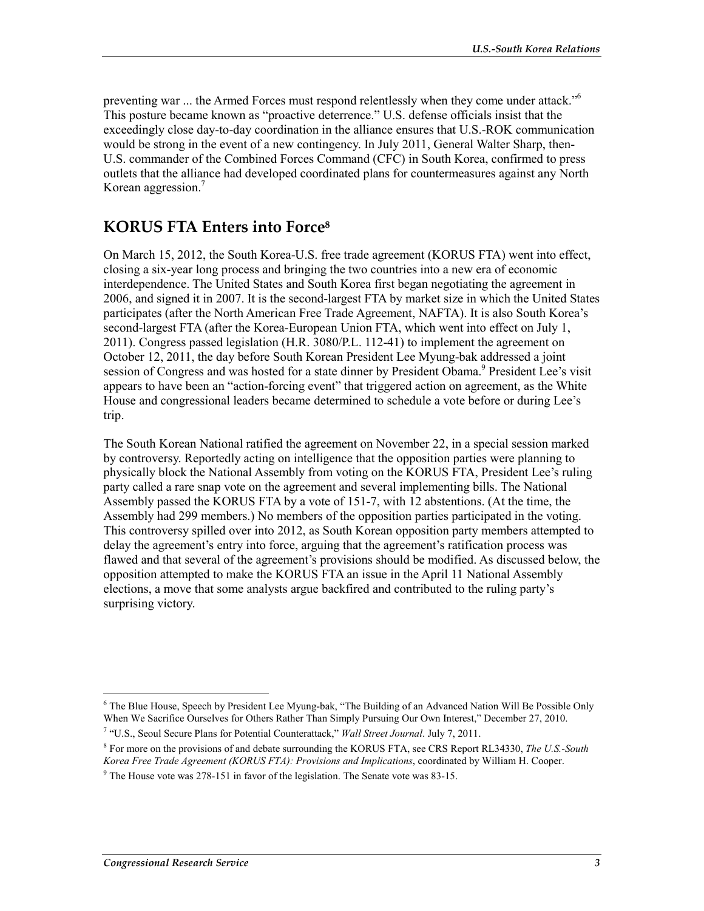preventing war ... the Armed Forces must respond relentlessly when they come under attack."[6] This posture became known as "proactive deterrence." U.S. defense officials insist that the exceedingly close day-to-day coordination in the alliance ensures that U.S.-ROK communication would be strong in the event of a new contingency. In July 2011, General Walter Sharp, then-U.S. commander of the Combined Forces Command (CFC) in South Korea, confirmed to press outlets that the alliance had developed coordinated plans for countermeasures against any North Korean aggression.[7]

## KORUS FTA Enters into Force[8]

On March 15, 2012, the South Korea-U.S. free trade agreement (KORUS FTA) went into effect, closing a six-year long process and bringing the two countries into a new era of economic interdependence. The United States and South Korea first began negotiating the agreement in 2006, and signed it in 2007. It is the second-largest FTA by market size in which the United States participates (after the North American Free Trade Agreement, NAFTA). It is also South Korea's second-largest FTA (after the Korea-European Union FTA, which went into effect on July 1, 2011). Congress passed legislation (H.R. 3080/P.L. 112-41) to implement the agreement on October 12, 2011, the day before South Korean President Lee Myung-bak addressed a joint session of Congress and was hosted for a state dinner by President Obama.[9] President Lee's visit appears to have been an "action-forcing event" that triggered action on agreement, as the White House and congressional leaders became determined to schedule a vote before or during Lee's trip.

The South Korean National ratified the agreement on November 22, in a special session marked by controversy. Reportedly acting on intelligence that the opposition parties were planning to physically block the National Assembly from voting on the KORUS FTA, President Lee's ruling party called a rare snap vote on the agreement and several implementing bills. The National Assembly passed the KORUS FTA by a vote of 151-7, with 12 abstentions. (At the time, the Assembly had 299 members.) No members of the opposition parties participated in the voting. This controversy spilled over into 2012, as South Korean opposition party members attempted to delay the agreement's entry into force, arguing that the agreement's ratification process was flawed and that several of the agreement's provisions should be modified. As discussed below, the opposition attempted to make the KORUS FTA an issue in the April 11 National Assembly elections, a move that some analysts argue backfired and contributed to the ruling party's surprising victory.

---

[6] The Blue House, Speech by President Lee Myung-bak, "The Building of an Advanced Nation Will Be Possible Only When We Sacrifice Ourselves for Others Rather Than Simply Pursuing Our Own Interest," December 27, 2010.

[7] "U.S., Seoul Secure Plans for Potential Counterattack," *Wall Street Journal*. July 7, 2011.

[8] For more on the provisions of and debate surrounding the KORUS FTA, see CRS Report RL34330, *The U.S.-South Korea Free Trade Agreement (KORUS FTA): Provisions and Implications*, coordinated by William H. Cooper.

[9] The House vote was 278-151 in favor of the legislation. The Senate vote was 83-15.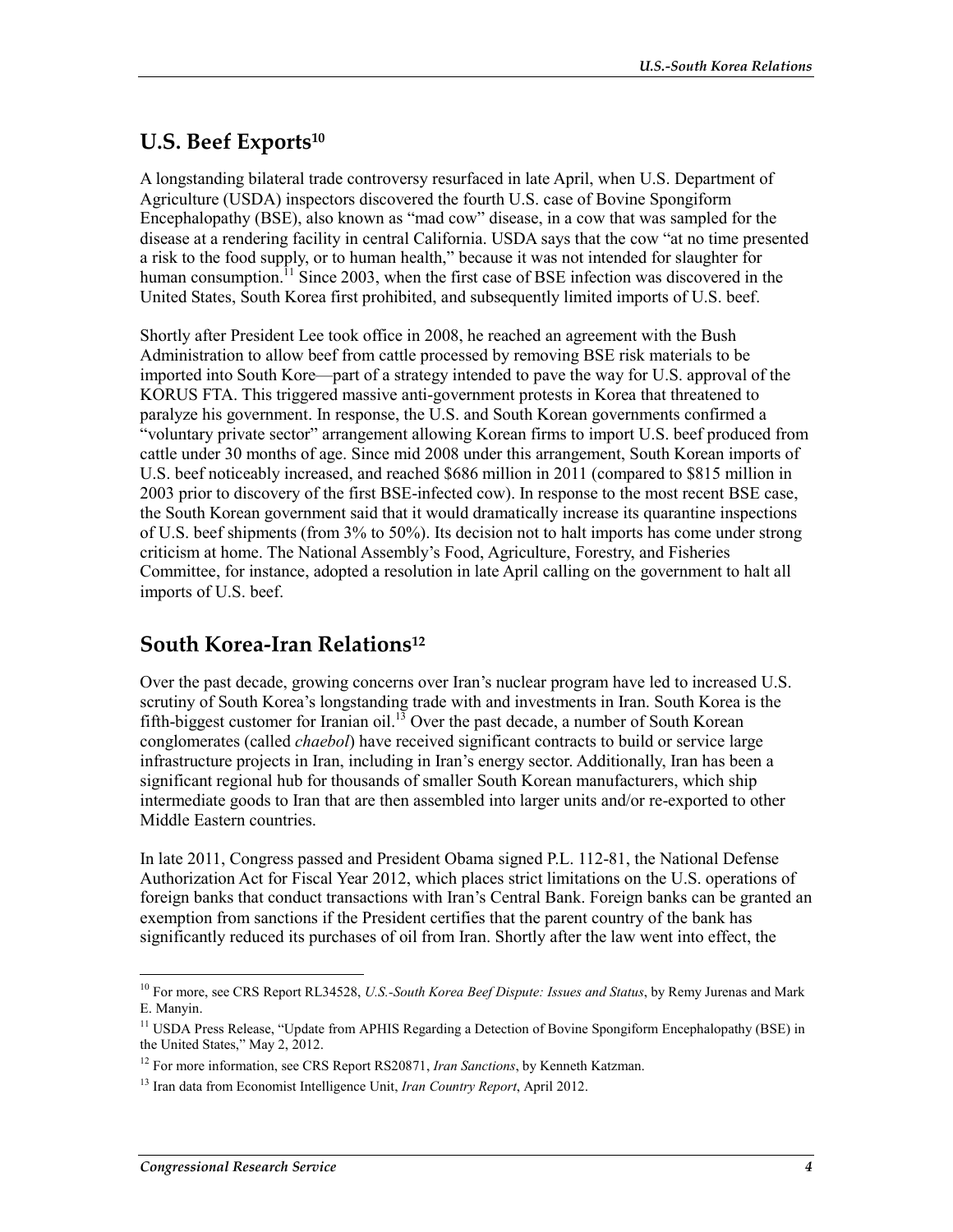## U.S. Beef Exports[10]

A longstanding bilateral trade controversy resurfaced in late April, when U.S. Department of Agriculture (USDA) inspectors discovered the fourth U.S. case of Bovine Spongiform Encephalopathy (BSE), also known as "mad cow" disease, in a cow that was sampled for the disease at a rendering facility in central California. USDA says that the cow "at no time presented a risk to the food supply, or to human health," because it was not intended for slaughter for human consumption.[11] Since 2003, when the first case of BSE infection was discovered in the United States, South Korea first prohibited, and subsequently limited imports of U.S. beef.

Shortly after President Lee took office in 2008, he reached an agreement with the Bush Administration to allow beef from cattle processed by removing BSE risk materials to be imported into South Kore—part of a strategy intended to pave the way for U.S. approval of the KORUS FTA. This triggered massive anti-government protests in Korea that threatened to paralyze his government. In response, the U.S. and South Korean governments confirmed a "voluntary private sector" arrangement allowing Korean firms to import U.S. beef produced from cattle under 30 months of age. Since mid 2008 under this arrangement, South Korean imports of U.S. beef noticeably increased, and reached \$686 million in 2011 (compared to \$815 million in 2003 prior to discovery of the first BSE-infected cow). In response to the most recent BSE case, the South Korean government said that it would dramatically increase its quarantine inspections of U.S. beef shipments (from 3% to 50%). Its decision not to halt imports has come under strong criticism at home. The National Assembly's Food, Agriculture, Forestry, and Fisheries Committee, for instance, adopted a resolution in late April calling on the government to halt all imports of U.S. beef.

## South Korea-Iran Relations[12]

Over the past decade, growing concerns over Iran's nuclear program have led to increased U.S. scrutiny of South Korea's longstanding trade with and investments in Iran. South Korea is the fifth-biggest customer for Iranian oil.[13] Over the past decade, a number of South Korean conglomerates (called *chaebol*) have received significant contracts to build or service large infrastructure projects in Iran, including in Iran's energy sector. Additionally, Iran has been a significant regional hub for thousands of smaller South Korean manufacturers, which ship intermediate goods to Iran that are then assembled into larger units and/or re-exported to other Middle Eastern countries.

In late 2011, Congress passed and President Obama signed P.L. 112-81, the National Defense Authorization Act for Fiscal Year 2012, which places strict limitations on the U.S. operations of foreign banks that conduct transactions with Iran's Central Bank. Foreign banks can be granted an exemption from sanctions if the President certifies that the parent country of the bank has significantly reduced its purchases of oil from Iran. Shortly after the law went into effect, the

---

[10] For more, see CRS Report RL34528, *U.S.-South Korea Beef Dispute: Issues and Status*, by Remy Jurenas and Mark E. Manyin.

[11] USDA Press Release, "Update from APHIS Regarding a Detection of Bovine Spongiform Encephalopathy (BSE) in the United States," May 2, 2012.

[12] For more information, see CRS Report RS20871, *Iran Sanctions*, by Kenneth Katzman.

[13] Iran data from Economist Intelligence Unit, *Iran Country Report*, April 2012.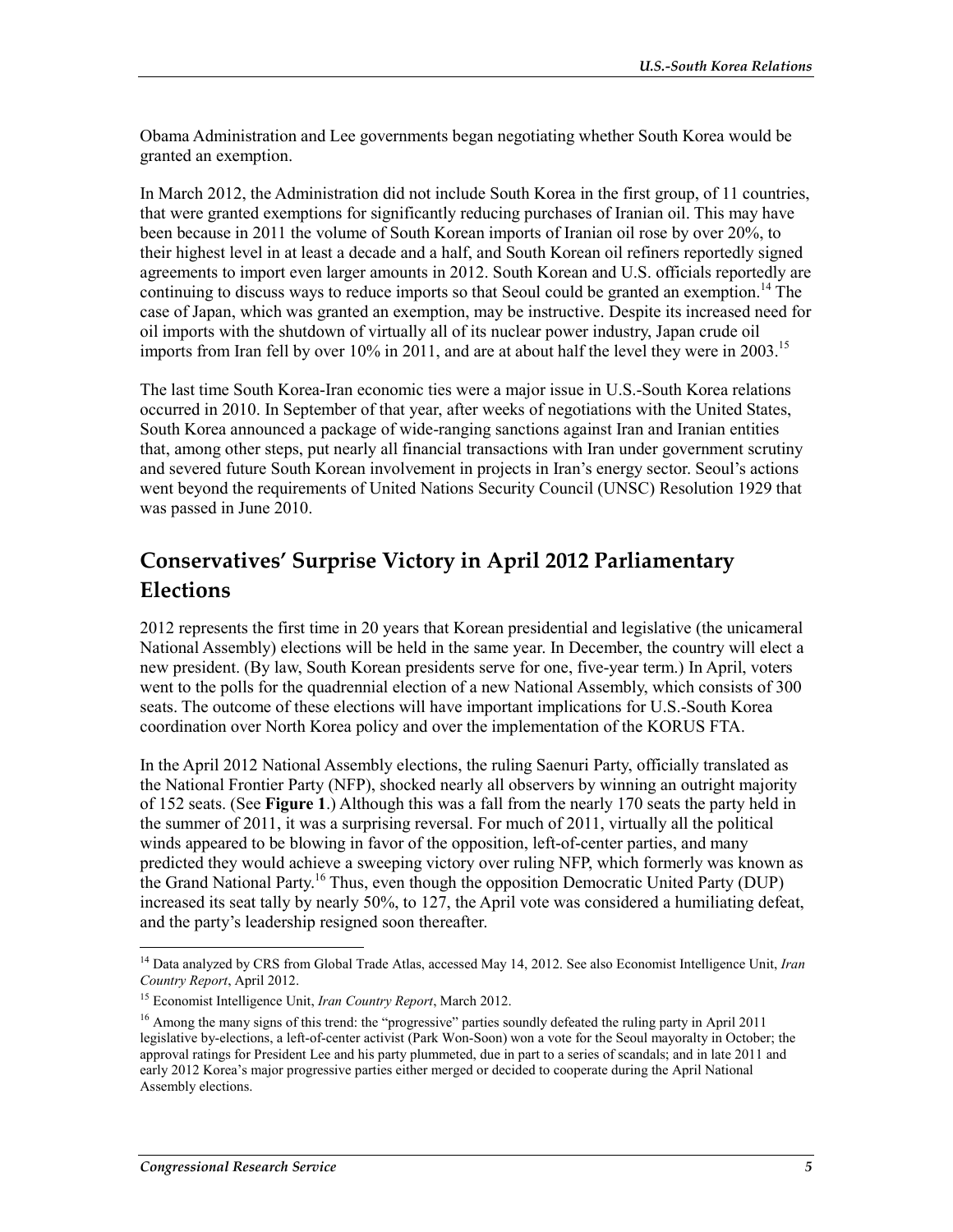Obama Administration and Lee governments began negotiating whether South Korea would be granted an exemption.

In March 2012, the Administration did not include South Korea in the first group, of 11 countries, that were granted exemptions for significantly reducing purchases of Iranian oil. This may have been because in 2011 the volume of South Korean imports of Iranian oil rose by over 20%, to their highest level in at least a decade and a half, and South Korean oil refiners reportedly signed agreements to import even larger amounts in 2012. South Korean and U.S. officials reportedly are continuing to discuss ways to reduce imports so that Seoul could be granted an exemption.[14] The case of Japan, which was granted an exemption, may be instructive. Despite its increased need for oil imports with the shutdown of virtually all of its nuclear power industry, Japan crude oil imports from Iran fell by over 10% in 2011, and are at about half the level they were in 2003.[15]

The last time South Korea-Iran economic ties were a major issue in U.S.-South Korea relations occurred in 2010. In September of that year, after weeks of negotiations with the United States, South Korea announced a package of wide-ranging sanctions against Iran and Iranian entities that, among other steps, put nearly all financial transactions with Iran under government scrutiny and severed future South Korean involvement in projects in Iran's energy sector. Seoul's actions went beyond the requirements of United Nations Security Council (UNSC) Resolution 1929 that was passed in June 2010.

## Conservatives' Surprise Victory in April 2012 Parliamentary Elections

2012 represents the first time in 20 years that Korean presidential and legislative (the unicameral National Assembly) elections will be held in the same year. In December, the country will elect a new president. (By law, South Korean presidents serve for one, five-year term.) In April, voters went to the polls for the quadrennial election of a new National Assembly, which consists of 300 seats. The outcome of these elections will have important implications for U.S.-South Korea coordination over North Korea policy and over the implementation of the KORUS FTA.

In the April 2012 National Assembly elections, the ruling Saenuri Party, officially translated as the National Frontier Party (NFP), shocked nearly all observers by winning an outright majority of 152 seats. (See **Figure 1**.) Although this was a fall from the nearly 170 seats the party held in the summer of 2011, it was a surprising reversal. For much of 2011, virtually all the political winds appeared to be blowing in favor of the opposition, left-of-center parties, and many predicted they would achieve a sweeping victory over ruling NFP, which formerly was known as the Grand National Party.[16] Thus, even though the opposition Democratic United Party (DUP) increased its seat tally by nearly 50%, to 127, the April vote was considered a humiliating defeat, and the party's leadership resigned soon thereafter.

---

[14] Data analyzed by CRS from Global Trade Atlas, accessed May 14, 2012. See also Economist Intelligence Unit, *Iran Country Report*, April 2012.

[15] Economist Intelligence Unit, *Iran Country Report*, March 2012.

[16] Among the many signs of this trend: the "progressive" parties soundly defeated the ruling party in April 2011 legislative by-elections, a left-of-center activist (Park Won-Soon) won a vote for the Seoul mayoralty in October; the approval ratings for President Lee and his party plummeted, due in part to a series of scandals; and in late 2011 and early 2012 Korea's major progressive parties either merged or decided to cooperate during the April National Assembly elections.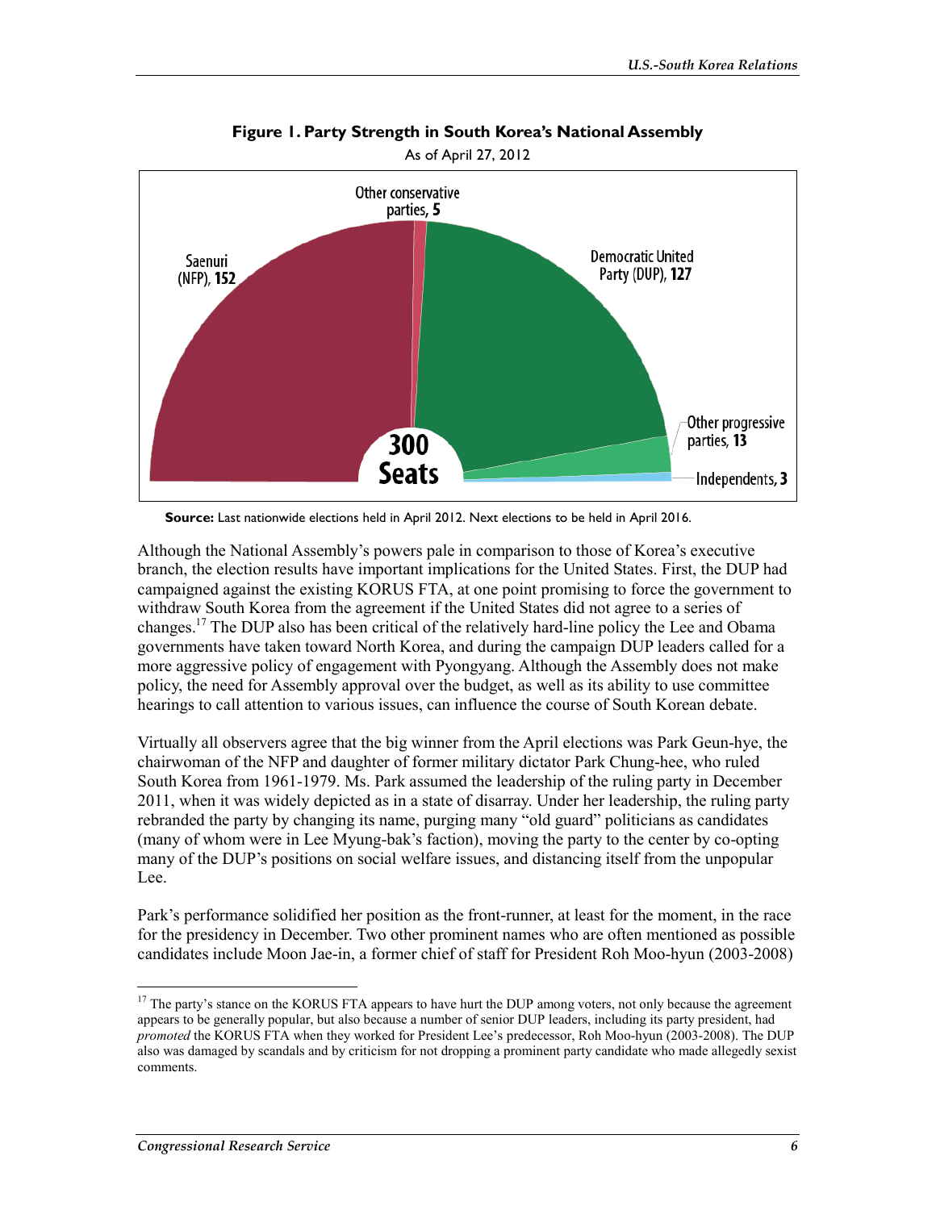**Figure 1. Party Strength in South Korea's National Assembly**

As of April 27, 2012

Saenuri (NFP), **152**

Other conservative parties, **5**

Democratic United Party (DUP), **127**

Other progressive parties, **13**

Independents, **3**

**300 Seats**

**Source:** Last nationwide elections held in April 2012. Next elections to be held in April 2016.

Although the National Assembly's powers pale in comparison to those of Korea's executive branch, the election results have important implications for the United States. First, the DUP had campaigned against the existing KORUS FTA, at one point promising to force the government to withdraw South Korea from the agreement if the United States did not agree to a series of changes.[17] The DUP also has been critical of the relatively hard-line policy the Lee and Obama governments have taken toward North Korea, and during the campaign DUP leaders called for a more aggressive policy of engagement with Pyongyang. Although the Assembly does not make policy, the need for Assembly approval over the budget, as well as its ability to use committee hearings to call attention to various issues, can influence the course of South Korean debate.

Virtually all observers agree that the big winner from the April elections was Park Geun-hye, the chairwoman of the NFP and daughter of former military dictator Park Chung-hee, who ruled South Korea from 1961-1979. Ms. Park assumed the leadership of the ruling party in December 2011, when it was widely depicted as in a state of disarray. Under her leadership, the ruling party rebranded the party by changing its name, purging many "old guard" politicians as candidates (many of whom were in Lee Myung-bak's faction), moving the party to the center by co-opting many of the DUP's positions on social welfare issues, and distancing itself from the unpopular Lee.

Park's performance solidified her position as the front-runner, at least for the moment, in the race for the presidency in December. Two other prominent names who are often mentioned as possible candidates include Moon Jae-in, a former chief of staff for President Roh Moo-hyun (2003-2008)

---

[17] The party's stance on the KORUS FTA appears to have hurt the DUP among voters, not only because the agreement appears to be generally popular, but also because a number of senior DUP leaders, including its party president, had *promoted* the KORUS FTA when they worked for President Lee's predecessor, Roh Moo-hyun (2003-2008). The DUP also was damaged by scandals and by criticism for not dropping a prominent party candidate who made allegedly sexist comments.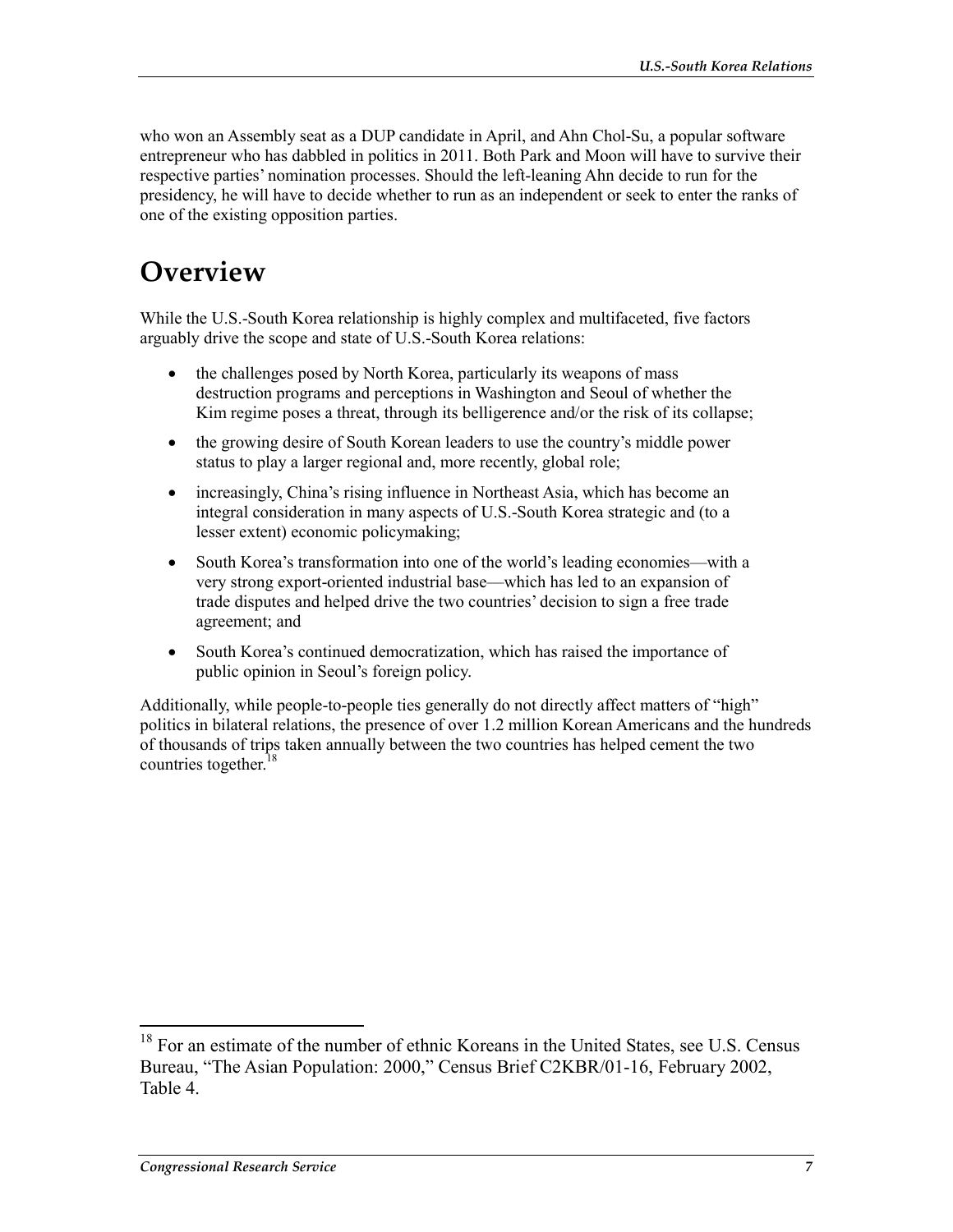who won an Assembly seat as a DUP candidate in April, and Ahn Chol-Su, a popular software entrepreneur who has dabbled in politics in 2011. Both Park and Moon will have to survive their respective parties' nomination processes. Should the left-leaning Ahn decide to run for the presidency, he will have to decide whether to run as an independent or seek to enter the ranks of one of the existing opposition parties.

# Overview

While the U.S.-South Korea relationship is highly complex and multifaceted, five factors arguably drive the scope and state of U.S.-South Korea relations:

- the challenges posed by North Korea, particularly its weapons of mass destruction programs and perceptions in Washington and Seoul of whether the Kim regime poses a threat, through its belligerence and/or the risk of its collapse;
- the growing desire of South Korean leaders to use the country's middle power status to play a larger regional and, more recently, global role;
- increasingly, China's rising influence in Northeast Asia, which has become an integral consideration in many aspects of U.S.-South Korea strategic and (to a lesser extent) economic policymaking;
- South Korea's transformation into one of the world's leading economies—with a very strong export-oriented industrial base—which has led to an expansion of trade disputes and helped drive the two countries' decision to sign a free trade agreement; and
- South Korea's continued democratization, which has raised the importance of public opinion in Seoul's foreign policy.

Additionally, while people-to-people ties generally do not directly affect matters of "high" politics in bilateral relations, the presence of over 1.2 million Korean Americans and the hundreds of thousands of trips taken annually between the two countries has helped cement the two countries together.[18]

---

[18] For an estimate of the number of ethnic Koreans in the United States, see U.S. Census Bureau, "The Asian Population: 2000," Census Brief C2KBR/01-16, February 2002, Table 4.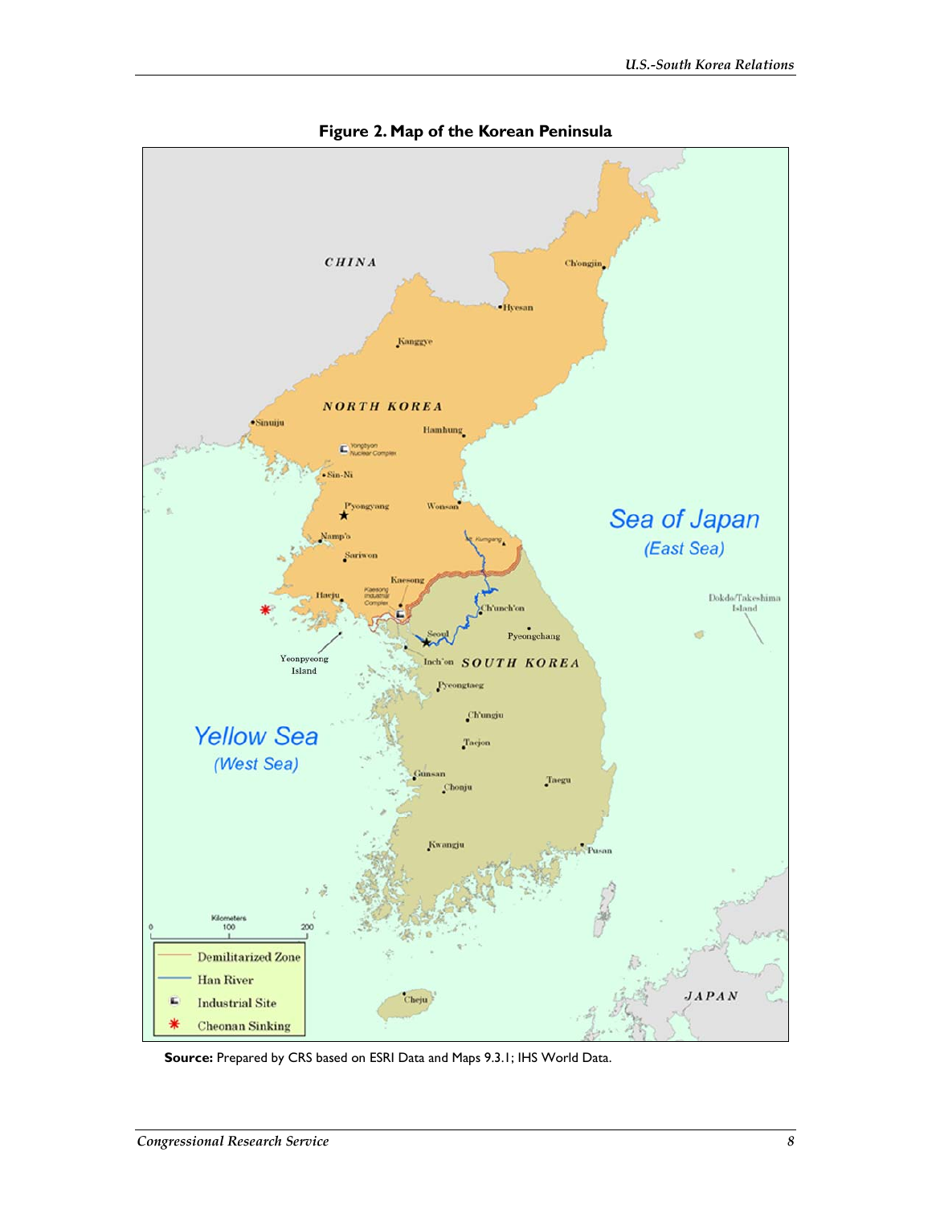**Figure 2. Map of the Korean Peninsula**

**Source:** Prepared by CRS based on ESRI Data and Maps 9.3.1; IHS World Data.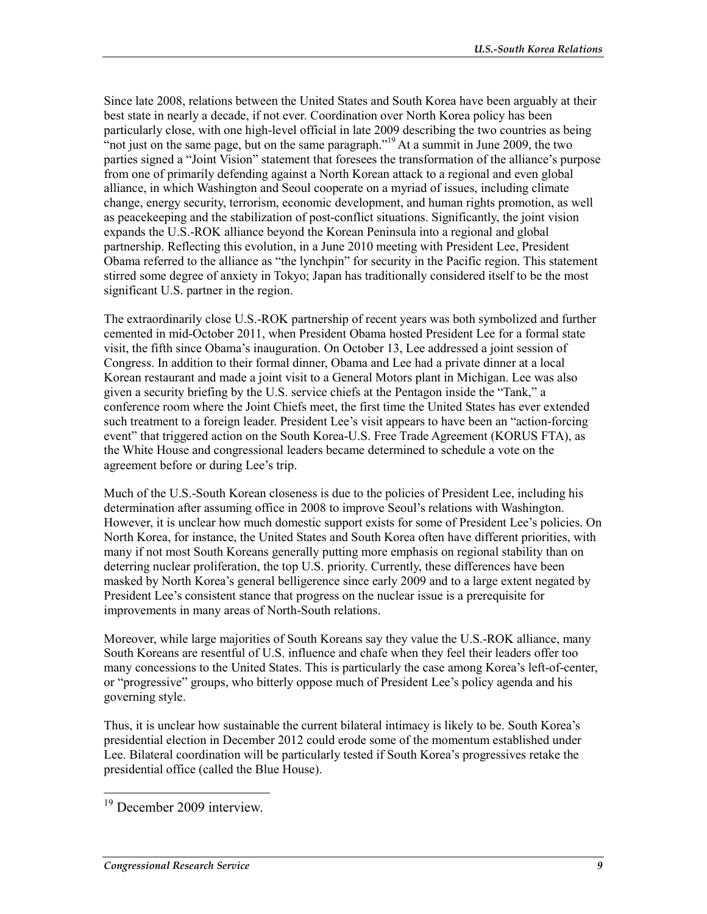Since late 2008, relations between the United States and South Korea have been arguably at their best state in nearly a decade, if not ever. Coordination over North Korea policy has been particularly close, with one high-level official in late 2009 describing the two countries as being "not just on the same page, but on the same paragraph."[19] At a summit in June 2009, the two parties signed a "Joint Vision" statement that foresees the transformation of the alliance's purpose from one of primarily defending against a North Korean attack to a regional and even global alliance, in which Washington and Seoul cooperate on a myriad of issues, including climate change, energy security, terrorism, economic development, and human rights promotion, as well as peacekeeping and the stabilization of post-conflict situations. Significantly, the joint vision expands the U.S.-ROK alliance beyond the Korean Peninsula into a regional and global partnership. Reflecting this evolution, in a June 2010 meeting with President Lee, President Obama referred to the alliance as "the lynchpin" for security in the Pacific region. This statement stirred some degree of anxiety in Tokyo; Japan has traditionally considered itself to be the most significant U.S. partner in the region.

The extraordinarily close U.S.-ROK partnership of recent years was both symbolized and further cemented in mid-October 2011, when President Obama hosted President Lee for a formal state visit, the fifth since Obama's inauguration. On October 13, Lee addressed a joint session of Congress. In addition to their formal dinner, Obama and Lee had a private dinner at a local Korean restaurant and made a joint visit to a General Motors plant in Michigan. Lee was also given a security briefing by the U.S. service chiefs at the Pentagon inside the "Tank," a conference room where the Joint Chiefs meet, the first time the United States has ever extended such treatment to a foreign leader. President Lee's visit appears to have been an "action-forcing event" that triggered action on the South Korea-U.S. Free Trade Agreement (KORUS FTA), as the White House and congressional leaders became determined to schedule a vote on the agreement before or during Lee's trip.

Much of the U.S.-South Korean closeness is due to the policies of President Lee, including his determination after assuming office in 2008 to improve Seoul's relations with Washington. However, it is unclear how much domestic support exists for some of President Lee's policies. On North Korea, for instance, the United States and South Korea often have different priorities, with many if not most South Koreans generally putting more emphasis on regional stability than on deterring nuclear proliferation, the top U.S. priority. Currently, these differences have been masked by North Korea's general belligerence since early 2009 and to a large extent negated by President Lee's consistent stance that progress on the nuclear issue is a prerequisite for improvements in many areas of North-South relations.

Moreover, while large majorities of South Koreans say they value the U.S.-ROK alliance, many South Koreans are resentful of U.S. influence and chafe when they feel their leaders offer too many concessions to the United States. This is particularly the case among Korea's left-of-center, or "progressive" groups, who bitterly oppose much of President Lee's policy agenda and his governing style.

Thus, it is unclear how sustainable the current bilateral intimacy is likely to be. South Korea's presidential election in December 2012 could erode some of the momentum established under Lee. Bilateral coordination will be particularly tested if South Korea's progressives retake the presidential office (called the Blue House).

[19] December 2009 interview.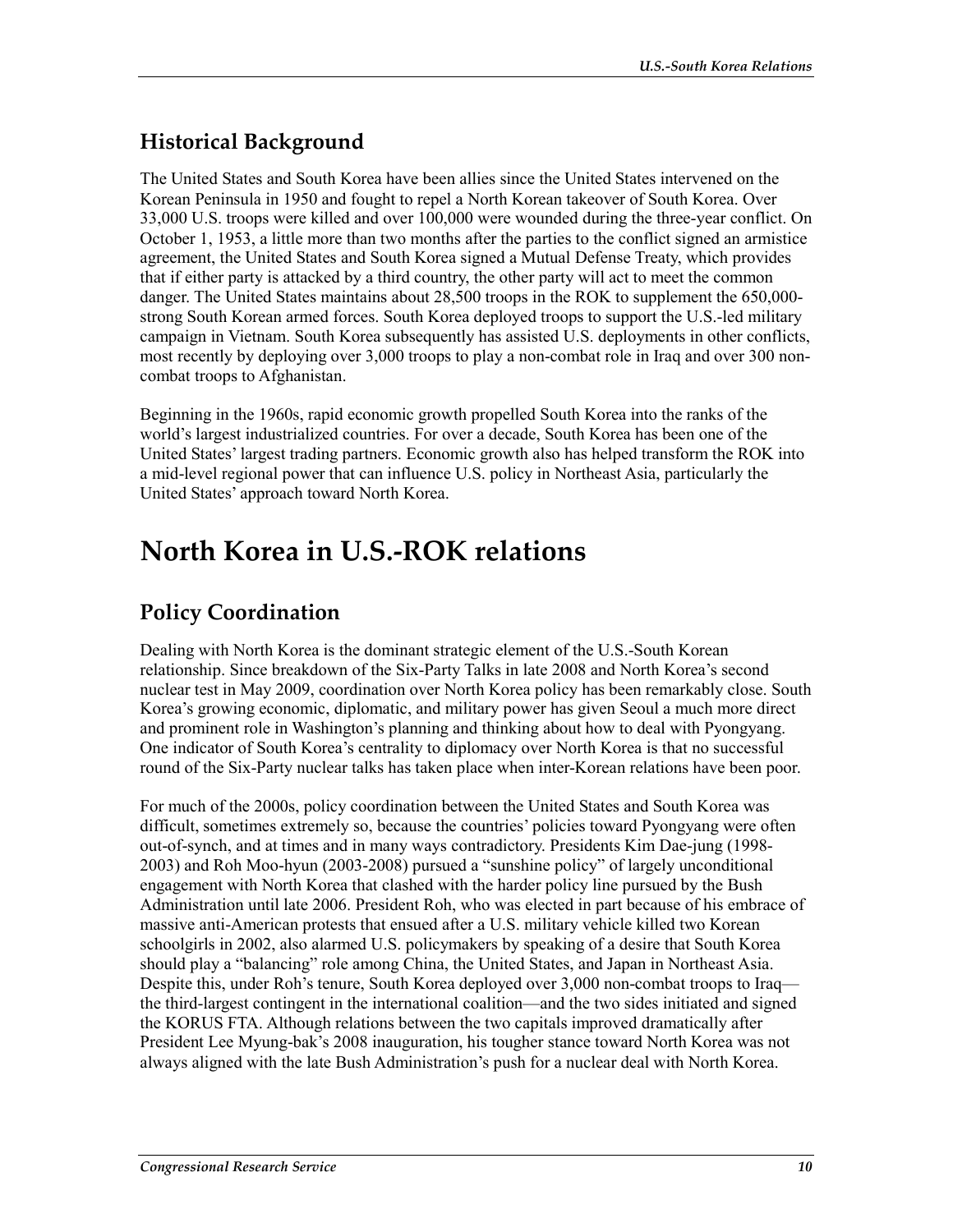## Historical Background

The United States and South Korea have been allies since the United States intervened on the Korean Peninsula in 1950 and fought to repel a North Korean takeover of South Korea. Over 33,000 U.S. troops were killed and over 100,000 were wounded during the three-year conflict. On October 1, 1953, a little more than two months after the parties to the conflict signed an armistice agreement, the United States and South Korea signed a Mutual Defense Treaty, which provides that if either party is attacked by a third country, the other party will act to meet the common danger. The United States maintains about 28,500 troops in the ROK to supplement the 650,000-strong South Korean armed forces. South Korea deployed troops to support the U.S.-led military campaign in Vietnam. South Korea subsequently has assisted U.S. deployments in other conflicts, most recently by deploying over 3,000 troops to play a non-combat role in Iraq and over 300 non-combat troops to Afghanistan.

Beginning in the 1960s, rapid economic growth propelled South Korea into the ranks of the world's largest industrialized countries. For over a decade, South Korea has been one of the United States' largest trading partners. Economic growth also has helped transform the ROK into a mid-level regional power that can influence U.S. policy in Northeast Asia, particularly the United States' approach toward North Korea.

# North Korea in U.S.-ROK relations

## Policy Coordination

Dealing with North Korea is the dominant strategic element of the U.S.-South Korean relationship. Since breakdown of the Six-Party Talks in late 2008 and North Korea's second nuclear test in May 2009, coordination over North Korea policy has been remarkably close. South Korea's growing economic, diplomatic, and military power has given Seoul a much more direct and prominent role in Washington's planning and thinking about how to deal with Pyongyang. One indicator of South Korea's centrality to diplomacy over North Korea is that no successful round of the Six-Party nuclear talks has taken place when inter-Korean relations have been poor.

For much of the 2000s, policy coordination between the United States and South Korea was difficult, sometimes extremely so, because the countries' policies toward Pyongyang were often out-of-synch, and at times and in many ways contradictory. Presidents Kim Dae-jung (1998-2003) and Roh Moo-hyun (2003-2008) pursued a "sunshine policy" of largely unconditional engagement with North Korea that clashed with the harder policy line pursued by the Bush Administration until late 2006. President Roh, who was elected in part because of his embrace of massive anti-American protests that ensued after a U.S. military vehicle killed two Korean schoolgirls in 2002, also alarmed U.S. policymakers by speaking of a desire that South Korea should play a "balancing" role among China, the United States, and Japan in Northeast Asia. Despite this, under Roh's tenure, South Korea deployed over 3,000 non-combat troops to Iraq—the third-largest contingent in the international coalition—and the two sides initiated and signed the KORUS FTA. Although relations between the two capitals improved dramatically after President Lee Myung-bak's 2008 inauguration, his tougher stance toward North Korea was not always aligned with the late Bush Administration's push for a nuclear deal with North Korea.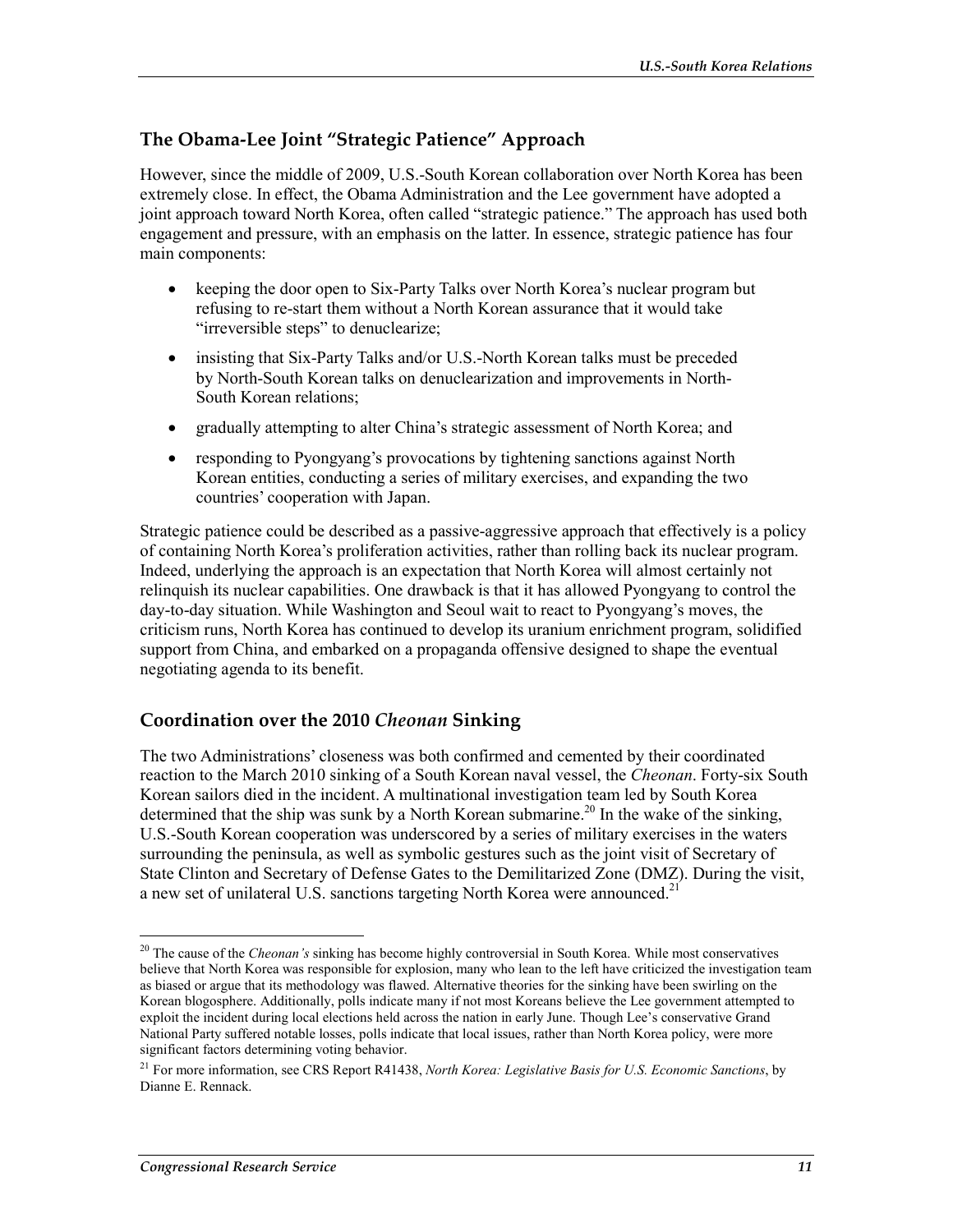## The Obama-Lee Joint "Strategic Patience" Approach

However, since the middle of 2009, U.S.-South Korean collaboration over North Korea has been extremely close. In effect, the Obama Administration and the Lee government have adopted a joint approach toward North Korea, often called "strategic patience." The approach has used both engagement and pressure, with an emphasis on the latter. In essence, strategic patience has four main components:

- keeping the door open to Six-Party Talks over North Korea's nuclear program but refusing to re-start them without a North Korean assurance that it would take "irreversible steps" to denuclearize;
- insisting that Six-Party Talks and/or U.S.-North Korean talks must be preceded by North-South Korean talks on denuclearization and improvements in North-South Korean relations;
- gradually attempting to alter China's strategic assessment of North Korea; and
- responding to Pyongyang's provocations by tightening sanctions against North Korean entities, conducting a series of military exercises, and expanding the two countries' cooperation with Japan.

Strategic patience could be described as a passive-aggressive approach that effectively is a policy of containing North Korea's proliferation activities, rather than rolling back its nuclear program. Indeed, underlying the approach is an expectation that North Korea will almost certainly not relinquish its nuclear capabilities. One drawback is that it has allowed Pyongyang to control the day-to-day situation. While Washington and Seoul wait to react to Pyongyang's moves, the criticism runs, North Korea has continued to develop its uranium enrichment program, solidified support from China, and embarked on a propaganda offensive designed to shape the eventual negotiating agenda to its benefit.

## Coordination over the 2010 *Cheonan* Sinking

The two Administrations' closeness was both confirmed and cemented by their coordinated reaction to the March 2010 sinking of a South Korean naval vessel, the *Cheonan*. Forty-six South Korean sailors died in the incident. A multinational investigation team led by South Korea determined that the ship was sunk by a North Korean submarine.[20] In the wake of the sinking, U.S.-South Korean cooperation was underscored by a series of military exercises in the waters surrounding the peninsula, as well as symbolic gestures such as the joint visit of Secretary of State Clinton and Secretary of Defense Gates to the Demilitarized Zone (DMZ). During the visit, a new set of unilateral U.S. sanctions targeting North Korea were announced.[21]

---

[20] The cause of the *Cheonan's* sinking has become highly controversial in South Korea. While most conservatives believe that North Korea was responsible for explosion, many who lean to the left have criticized the investigation team as biased or argue that its methodology was flawed. Alternative theories for the sinking have been swirling on the Korean blogosphere. Additionally, polls indicate many if not most Koreans believe the Lee government attempted to exploit the incident during local elections held across the nation in early June. Though Lee's conservative Grand National Party suffered notable losses, polls indicate that local issues, rather than North Korea policy, were more significant factors determining voting behavior.

[21] For more information, see CRS Report R41438, *North Korea: Legislative Basis for U.S. Economic Sanctions*, by Dianne E. Rennack.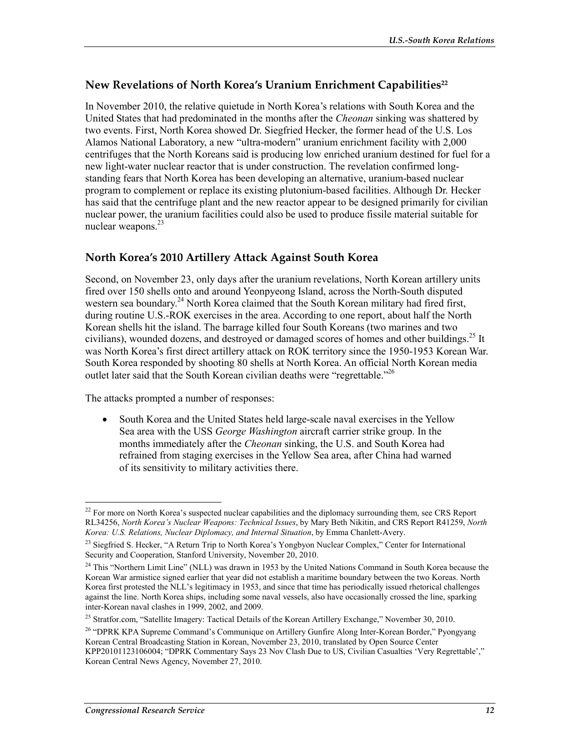## New Revelations of North Korea's Uranium Enrichment Capabilities[22]

In November 2010, the relative quietude in North Korea's relations with South Korea and the United States that had predominated in the months after the *Cheonan* sinking was shattered by two events. First, North Korea showed Dr. Siegfried Hecker, the former head of the U.S. Los Alamos National Laboratory, a new "ultra-modern" uranium enrichment facility with 2,000 centrifuges that the North Koreans said is producing low enriched uranium destined for fuel for a new light-water nuclear reactor that is under construction. The revelation confirmed long-standing fears that North Korea has been developing an alternative, uranium-based nuclear program to complement or replace its existing plutonium-based facilities. Although Dr. Hecker has said that the centrifuge plant and the new reactor appear to be designed primarily for civilian nuclear power, the uranium facilities could also be used to produce fissile material suitable for nuclear weapons.[23]

## North Korea's 2010 Artillery Attack Against South Korea

Second, on November 23, only days after the uranium revelations, North Korean artillery units fired over 150 shells onto and around Yeonpyeong Island, across the North-South disputed western sea boundary.[24] North Korea claimed that the South Korean military had fired first, during routine U.S.-ROK exercises in the area. According to one report, about half the North Korean shells hit the island. The barrage killed four South Koreans (two marines and two civilians), wounded dozens, and destroyed or damaged scores of homes and other buildings.[25] It was North Korea's first direct artillery attack on ROK territory since the 1950-1953 Korean War. South Korea responded by shooting 80 shells at North Korea. An official North Korean media outlet later said that the South Korean civilian deaths were "regrettable."[26]

The attacks prompted a number of responses:

- South Korea and the United States held large-scale naval exercises in the Yellow Sea area with the USS *George Washington* aircraft carrier strike group. In the months immediately after the *Cheonan* sinking, the U.S. and South Korea had refrained from staging exercises in the Yellow Sea area, after China had warned of its sensitivity to military activities there.

---

[22] For more on North Korea's suspected nuclear capabilities and the diplomacy surrounding them, see CRS Report RL34256, *North Korea's Nuclear Weapons: Technical Issues*, by Mary Beth Nikitin, and CRS Report R41259, *North Korea: U.S. Relations, Nuclear Diplomacy, and Internal Situation*, by Emma Chanlett-Avery.

[23] Siegfried S. Hecker, "A Return Trip to North Korea's Yongbyon Nuclear Complex," Center for International Security and Cooperation, Stanford University, November 20, 2010.

[24] This "Northern Limit Line" (NLL) was drawn in 1953 by the United Nations Command in South Korea because the Korean War armistice signed earlier that year did not establish a maritime boundary between the two Koreas. North Korea first protested the NLL's legitimacy in 1953, and since that time has periodically issued rhetorical challenges against the line. North Korea ships, including some naval vessels, also have occasionally crossed the line, sparking inter-Korean naval clashes in 1999, 2002, and 2009.

[25] Stratfor.com, "Satellite Imagery: Tactical Details of the Korean Artillery Exchange," November 30, 2010.

[26] "DPRK KPA Supreme Command's Communique on Artillery Gunfire Along Inter-Korean Border," Pyongyang Korean Central Broadcasting Station in Korean, November 23, 2010, translated by Open Source Center KPP20101123106004; "DPRK Commentary Says 23 Nov Clash Due to US, Civilian Casualties 'Very Regrettable'," Korean Central News Agency, November 27, 2010.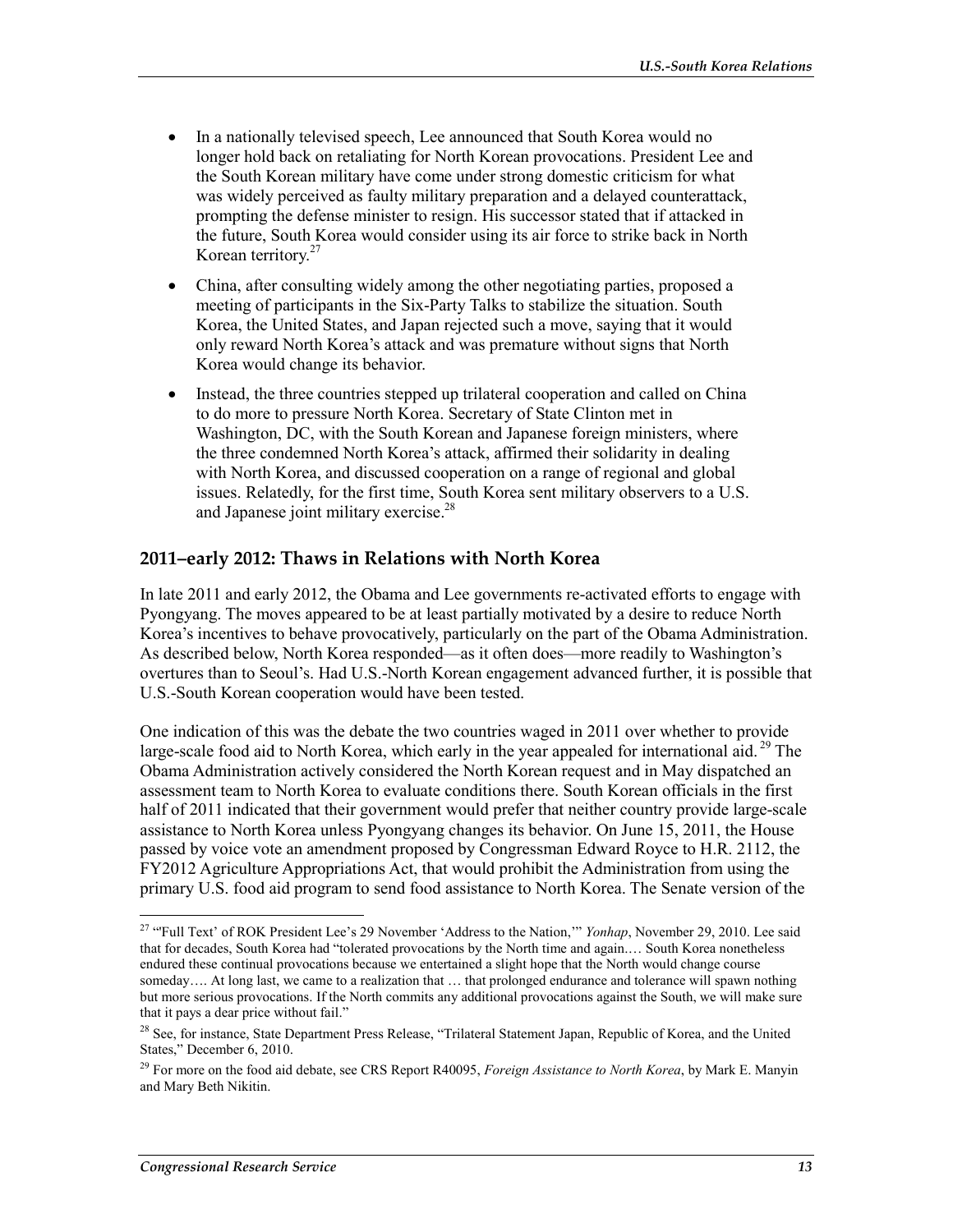- In a nationally televised speech, Lee announced that South Korea would no longer hold back on retaliating for North Korean provocations. President Lee and the South Korean military have come under strong domestic criticism for what was widely perceived as faulty military preparation and a delayed counterattack, prompting the defense minister to resign. His successor stated that if attacked in the future, South Korea would consider using its air force to strike back in North Korean territory.[27]
- China, after consulting widely among the other negotiating parties, proposed a meeting of participants in the Six-Party Talks to stabilize the situation. South Korea, the United States, and Japan rejected such a move, saying that it would only reward North Korea's attack and was premature without signs that North Korea would change its behavior.
- Instead, the three countries stepped up trilateral cooperation and called on China to do more to pressure North Korea. Secretary of State Clinton met in Washington, DC, with the South Korean and Japanese foreign ministers, where the three condemned North Korea's attack, affirmed their solidarity in dealing with North Korea, and discussed cooperation on a range of regional and global issues. Relatedly, for the first time, South Korea sent military observers to a U.S. and Japanese joint military exercise.[28]

### 2011–early 2012: Thaws in Relations with North Korea

In late 2011 and early 2012, the Obama and Lee governments re-activated efforts to engage with Pyongyang. The moves appeared to be at least partially motivated by a desire to reduce North Korea's incentives to behave provocatively, particularly on the part of the Obama Administration. As described below, North Korea responded—as it often does—more readily to Washington's overtures than to Seoul's. Had U.S.-North Korean engagement advanced further, it is possible that U.S.-South Korean cooperation would have been tested.

One indication of this was the debate the two countries waged in 2011 over whether to provide large-scale food aid to North Korea, which early in the year appealed for international aid.[29] The Obama Administration actively considered the North Korean request and in May dispatched an assessment team to North Korea to evaluate conditions there. South Korean officials in the first half of 2011 indicated that their government would prefer that neither country provide large-scale assistance to North Korea unless Pyongyang changes its behavior. On June 15, 2011, the House passed by voice vote an amendment proposed by Congressman Edward Royce to H.R. 2112, the FY2012 Agriculture Appropriations Act, that would prohibit the Administration from using the primary U.S. food aid program to send food assistance to North Korea. The Senate version of the

---

[27] "'Full Text' of ROK President Lee's 29 November 'Address to the Nation,'" *Yonhap*, November 29, 2010. Lee said that for decades, South Korea had "tolerated provocations by the North time and again.… South Korea nonetheless endured these continual provocations because we entertained a slight hope that the North would change course someday…. At long last, we came to a realization that … that prolonged endurance and tolerance will spawn nothing but more serious provocations. If the North commits any additional provocations against the South, we will make sure that it pays a dear price without fail."

[28] See, for instance, State Department Press Release, "Trilateral Statement Japan, Republic of Korea, and the United States," December 6, 2010.

[29] For more on the food aid debate, see CRS Report R40095, *Foreign Assistance to North Korea*, by Mark E. Manyin and Mary Beth Nikitin.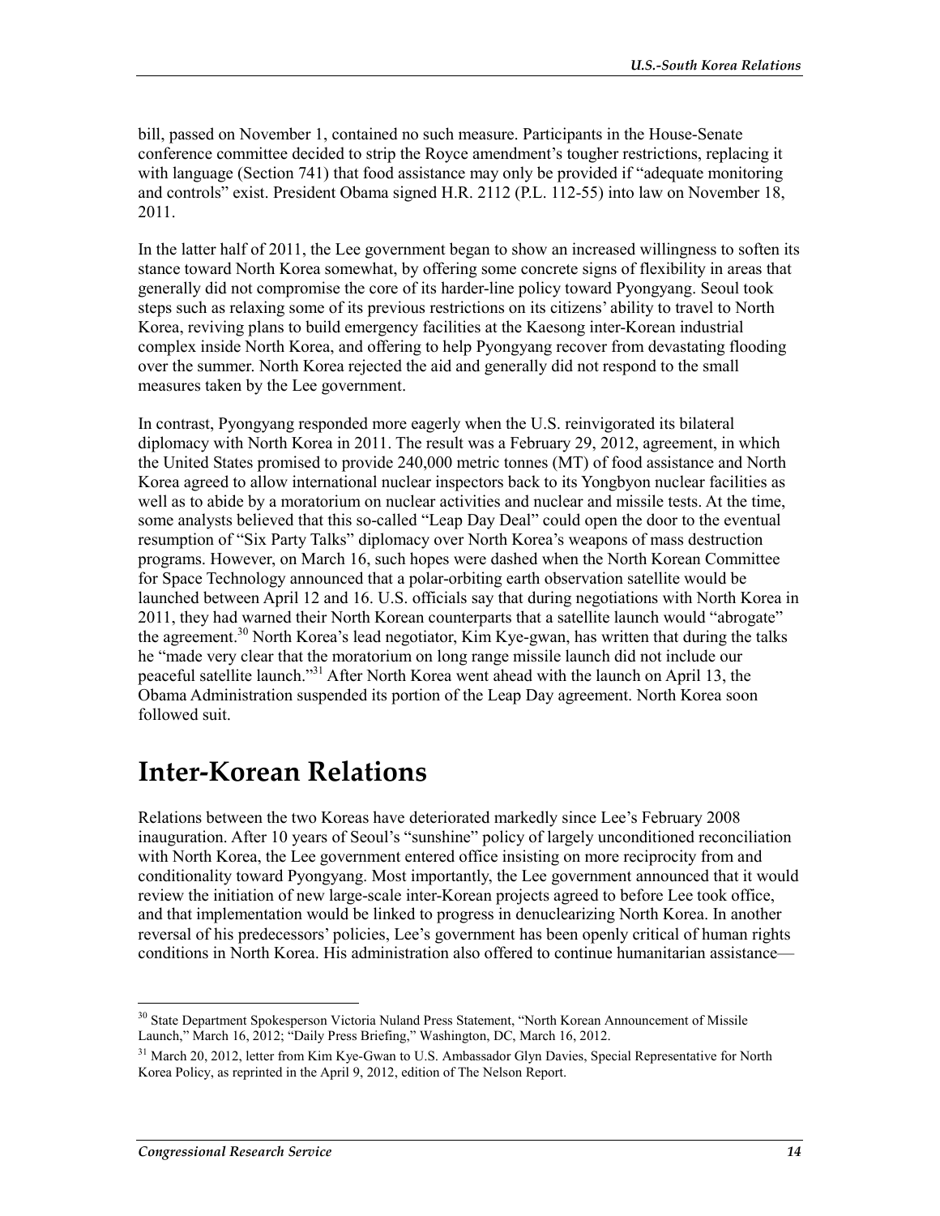bill, passed on November 1, contained no such measure. Participants in the House-Senate conference committee decided to strip the Royce amendment's tougher restrictions, replacing it with language (Section 741) that food assistance may only be provided if "adequate monitoring and controls" exist. President Obama signed H.R. 2112 (P.L. 112-55) into law on November 18, 2011.

In the latter half of 2011, the Lee government began to show an increased willingness to soften its stance toward North Korea somewhat, by offering some concrete signs of flexibility in areas that generally did not compromise the core of its harder-line policy toward Pyongyang. Seoul took steps such as relaxing some of its previous restrictions on its citizens' ability to travel to North Korea, reviving plans to build emergency facilities at the Kaesong inter-Korean industrial complex inside North Korea, and offering to help Pyongyang recover from devastating flooding over the summer. North Korea rejected the aid and generally did not respond to the small measures taken by the Lee government.

In contrast, Pyongyang responded more eagerly when the U.S. reinvigorated its bilateral diplomacy with North Korea in 2011. The result was a February 29, 2012, agreement, in which the United States promised to provide 240,000 metric tonnes (MT) of food assistance and North Korea agreed to allow international nuclear inspectors back to its Yongbyon nuclear facilities as well as to abide by a moratorium on nuclear activities and nuclear and missile tests. At the time, some analysts believed that this so-called "Leap Day Deal" could open the door to the eventual resumption of "Six Party Talks" diplomacy over North Korea's weapons of mass destruction programs. However, on March 16, such hopes were dashed when the North Korean Committee for Space Technology announced that a polar-orbiting earth observation satellite would be launched between April 12 and 16. U.S. officials say that during negotiations with North Korea in 2011, they had warned their North Korean counterparts that a satellite launch would "abrogate" the agreement.[30] North Korea's lead negotiator, Kim Kye-gwan, has written that during the talks he "made very clear that the moratorium on long range missile launch did not include our peaceful satellite launch."[31] After North Korea went ahead with the launch on April 13, the Obama Administration suspended its portion of the Leap Day agreement. North Korea soon followed suit.

# Inter-Korean Relations

Relations between the two Koreas have deteriorated markedly since Lee's February 2008 inauguration. After 10 years of Seoul's "sunshine" policy of largely unconditioned reconciliation with North Korea, the Lee government entered office insisting on more reciprocity from and conditionality toward Pyongyang. Most importantly, the Lee government announced that it would review the initiation of new large-scale inter-Korean projects agreed to before Lee took office, and that implementation would be linked to progress in denuclearizing North Korea. In another reversal of his predecessors' policies, Lee's government has been openly critical of human rights conditions in North Korea. His administration also offered to continue humanitarian assistance—

---

[30] State Department Spokesperson Victoria Nuland Press Statement, "North Korean Announcement of Missile Launch," March 16, 2012; "Daily Press Briefing," Washington, DC, March 16, 2012.

[31] March 20, 2012, letter from Kim Kye-Gwan to U.S. Ambassador Glyn Davies, Special Representative for North Korea Policy, as reprinted in the April 9, 2012, edition of The Nelson Report.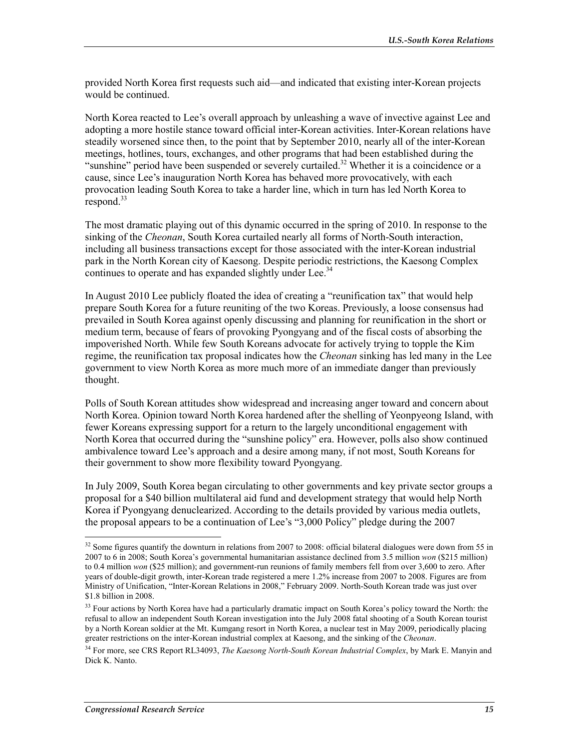provided North Korea first requests such aid—and indicated that existing inter-Korean projects would be continued.

North Korea reacted to Lee's overall approach by unleashing a wave of invective against Lee and adopting a more hostile stance toward official inter-Korean activities. Inter-Korean relations have steadily worsened since then, to the point that by September 2010, nearly all of the inter-Korean meetings, hotlines, tours, exchanges, and other programs that had been established during the "sunshine" period have been suspended or severely curtailed.[32] Whether it is a coincidence or a cause, since Lee's inauguration North Korea has behaved more provocatively, with each provocation leading South Korea to take a harder line, which in turn has led North Korea to respond.[33]

The most dramatic playing out of this dynamic occurred in the spring of 2010. In response to the sinking of the *Cheonan*, South Korea curtailed nearly all forms of North-South interaction, including all business transactions except for those associated with the inter-Korean industrial park in the North Korean city of Kaesong. Despite periodic restrictions, the Kaesong Complex continues to operate and has expanded slightly under Lee.[34]

In August 2010 Lee publicly floated the idea of creating a "reunification tax" that would help prepare South Korea for a future reuniting of the two Koreas. Previously, a loose consensus had prevailed in South Korea against openly discussing and planning for reunification in the short or medium term, because of fears of provoking Pyongyang and of the fiscal costs of absorbing the impoverished North. While few South Koreans advocate for actively trying to topple the Kim regime, the reunification tax proposal indicates how the *Cheonan* sinking has led many in the Lee government to view North Korea as more much more of an immediate danger than previously thought.

Polls of South Korean attitudes show widespread and increasing anger toward and concern about North Korea. Opinion toward North Korea hardened after the shelling of Yeonpyeong Island, with fewer Koreans expressing support for a return to the largely unconditional engagement with North Korea that occurred during the "sunshine policy" era. However, polls also show continued ambivalence toward Lee's approach and a desire among many, if not most, South Koreans for their government to show more flexibility toward Pyongyang.

In July 2009, South Korea began circulating to other governments and key private sector groups a proposal for a $40 billion multilateral aid fund and development strategy that would help North Korea if Pyongyang denuclearized. According to the details provided by various media outlets, the proposal appears to be a continuation of Lee's "3,000 Policy" pledge during the 2007

---

[32] Some figures quantify the downturn in relations from 2007 to 2008: official bilateral dialogues were down from 55 in 2007 to 6 in 2008; South Korea's governmental humanitarian assistance declined from 3.5 million *won* ($215 million) to 0.4 million *won* ($25 million); and government-run reunions of family members fell from over 3,600 to zero. After years of double-digit growth, inter-Korean trade registered a mere 1.2% increase from 2007 to 2008. Figures are from Ministry of Unification, "Inter-Korean Relations in 2008," February 2009. North-South Korean trade was just over $1.8 billion in 2008.

[33] Four actions by North Korea have had a particularly dramatic impact on South Korea's policy toward the North: the refusal to allow an independent South Korean investigation into the July 2008 fatal shooting of a South Korean tourist by a North Korean soldier at the Mt. Kumgang resort in North Korea, a nuclear test in May 2009, periodically placing greater restrictions on the inter-Korean industrial complex at Kaesong, and the sinking of the *Cheonan*.

[34] For more, see CRS Report RL34093, *The Kaesong North-South Korean Industrial Complex*, by Mark E. Manyin and Dick K. Nanto.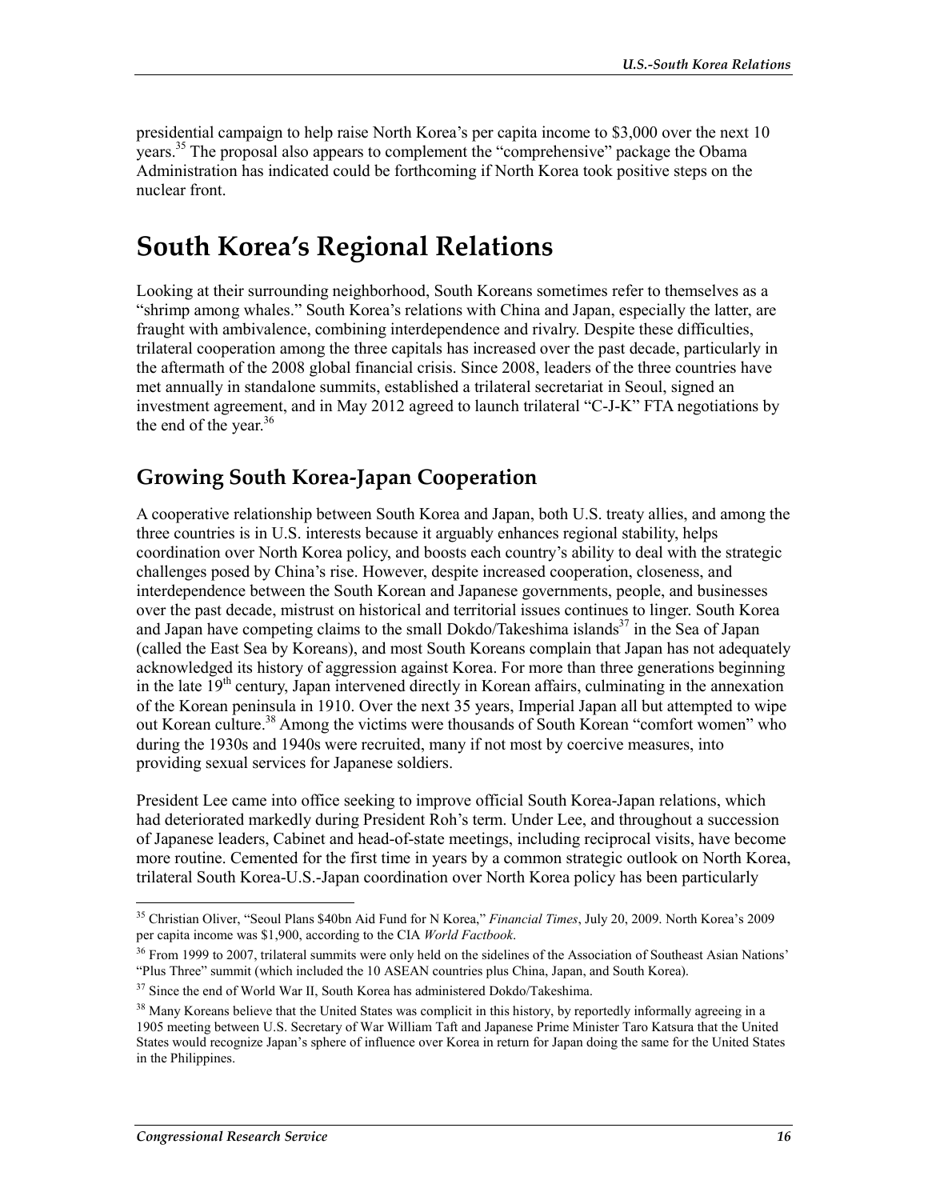presidential campaign to help raise North Korea's per capita income to $3,000 over the next 10 years.[35] The proposal also appears to complement the "comprehensive" package the Obama Administration has indicated could be forthcoming if North Korea took positive steps on the nuclear front.

# South Korea's Regional Relations

Looking at their surrounding neighborhood, South Koreans sometimes refer to themselves as a "shrimp among whales." South Korea's relations with China and Japan, especially the latter, are fraught with ambivalence, combining interdependence and rivalry. Despite these difficulties, trilateral cooperation among the three capitals has increased over the past decade, particularly in the aftermath of the 2008 global financial crisis. Since 2008, leaders of the three countries have met annually in standalone summits, established a trilateral secretariat in Seoul, signed an investment agreement, and in May 2012 agreed to launch trilateral "C-J-K" FTA negotiations by the end of the year.[36]

## Growing South Korea-Japan Cooperation

A cooperative relationship between South Korea and Japan, both U.S. treaty allies, and among the three countries is in U.S. interests because it arguably enhances regional stability, helps coordination over North Korea policy, and boosts each country's ability to deal with the strategic challenges posed by China's rise. However, despite increased cooperation, closeness, and interdependence between the South Korean and Japanese governments, people, and businesses over the past decade, mistrust on historical and territorial issues continues to linger. South Korea and Japan have competing claims to the small Dokdo/Takeshima islands[37] in the Sea of Japan (called the East Sea by Koreans), and most South Koreans complain that Japan has not adequately acknowledged its history of aggression against Korea. For more than three generations beginning in the late 19th century, Japan intervened directly in Korean affairs, culminating in the annexation of the Korean peninsula in 1910. Over the next 35 years, Imperial Japan all but attempted to wipe out Korean culture.[38] Among the victims were thousands of South Korean "comfort women" who during the 1930s and 1940s were recruited, many if not most by coercive measures, into providing sexual services for Japanese soldiers.

President Lee came into office seeking to improve official South Korea-Japan relations, which had deteriorated markedly during President Roh's term. Under Lee, and throughout a succession of Japanese leaders, Cabinet and head-of-state meetings, including reciprocal visits, have become more routine. Cemented for the first time in years by a common strategic outlook on North Korea, trilateral South Korea-U.S.-Japan coordination over North Korea policy has been particularly

---

[35] Christian Oliver, "Seoul Plans $40bn Aid Fund for N Korea," *Financial Times*, July 20, 2009. North Korea's 2009 per capita income was $1,900, according to the CIA *World Factbook*.

[36] From 1999 to 2007, trilateral summits were only held on the sidelines of the Association of Southeast Asian Nations' "Plus Three" summit (which included the 10 ASEAN countries plus China, Japan, and South Korea).

[37] Since the end of World War II, South Korea has administered Dokdo/Takeshima.

[38] Many Koreans believe that the United States was complicit in this history, by reportedly informally agreeing in a 1905 meeting between U.S. Secretary of War William Taft and Japanese Prime Minister Taro Katsura that the United States would recognize Japan's sphere of influence over Korea in return for Japan doing the same for the United States in the Philippines.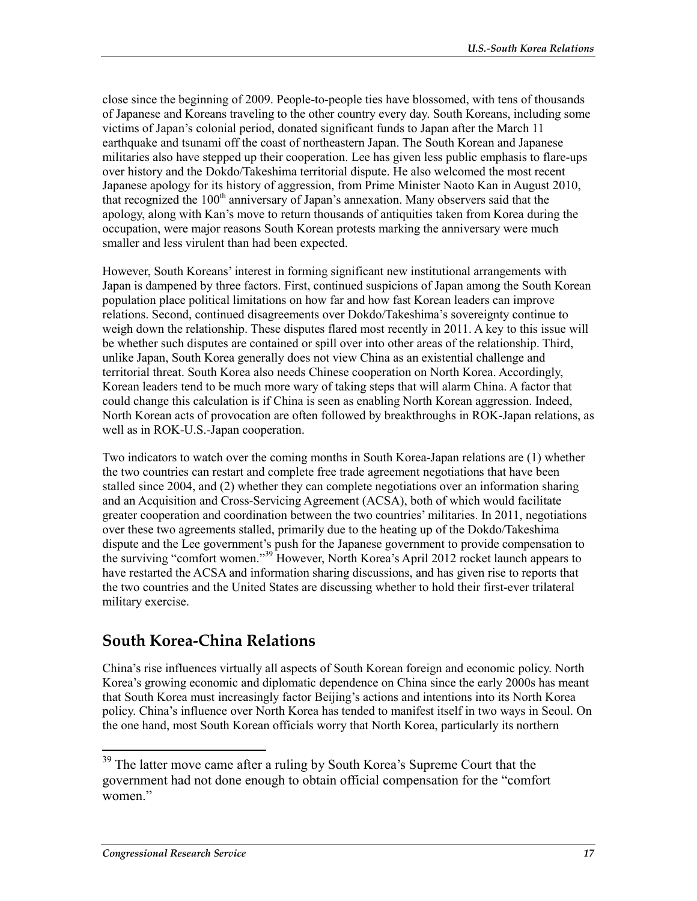close since the beginning of 2009. People-to-people ties have blossomed, with tens of thousands of Japanese and Koreans traveling to the other country every day. South Koreans, including some victims of Japan's colonial period, donated significant funds to Japan after the March 11 earthquake and tsunami off the coast of northeastern Japan. The South Korean and Japanese militaries also have stepped up their cooperation. Lee has given less public emphasis to flare-ups over history and the Dokdo/Takeshima territorial dispute. He also welcomed the most recent Japanese apology for its history of aggression, from Prime Minister Naoto Kan in August 2010, that recognized the 100th anniversary of Japan's annexation. Many observers said that the apology, along with Kan's move to return thousands of antiquities taken from Korea during the occupation, were major reasons South Korean protests marking the anniversary were much smaller and less virulent than had been expected.

However, South Koreans' interest in forming significant new institutional arrangements with Japan is dampened by three factors. First, continued suspicions of Japan among the South Korean population place political limitations on how far and how fast Korean leaders can improve relations. Second, continued disagreements over Dokdo/Takeshima's sovereignty continue to weigh down the relationship. These disputes flared most recently in 2011. A key to this issue will be whether such disputes are contained or spill over into other areas of the relationship. Third, unlike Japan, South Korea generally does not view China as an existential challenge and territorial threat. South Korea also needs Chinese cooperation on North Korea. Accordingly, Korean leaders tend to be much more wary of taking steps that will alarm China. A factor that could change this calculation is if China is seen as enabling North Korean aggression. Indeed, North Korean acts of provocation are often followed by breakthroughs in ROK-Japan relations, as well as in ROK-U.S.-Japan cooperation.

Two indicators to watch over the coming months in South Korea-Japan relations are (1) whether the two countries can restart and complete free trade agreement negotiations that have been stalled since 2004, and (2) whether they can complete negotiations over an information sharing and an Acquisition and Cross-Servicing Agreement (ACSA), both of which would facilitate greater cooperation and coordination between the two countries' militaries. In 2011, negotiations over these two agreements stalled, primarily due to the heating up of the Dokdo/Takeshima dispute and the Lee government's push for the Japanese government to provide compensation to the surviving "comfort women."[39] However, North Korea's April 2012 rocket launch appears to have restarted the ACSA and information sharing discussions, and has given rise to reports that the two countries and the United States are discussing whether to hold their first-ever trilateral military exercise.

## South Korea-China Relations

China's rise influences virtually all aspects of South Korean foreign and economic policy. North Korea's growing economic and diplomatic dependence on China since the early 2000s has meant that South Korea must increasingly factor Beijing's actions and intentions into its North Korea policy. China's influence over North Korea has tended to manifest itself in two ways in Seoul. On the one hand, most South Korean officials worry that North Korea, particularly its northern

---

[39] The latter move came after a ruling by South Korea's Supreme Court that the government had not done enough to obtain official compensation for the "comfort women."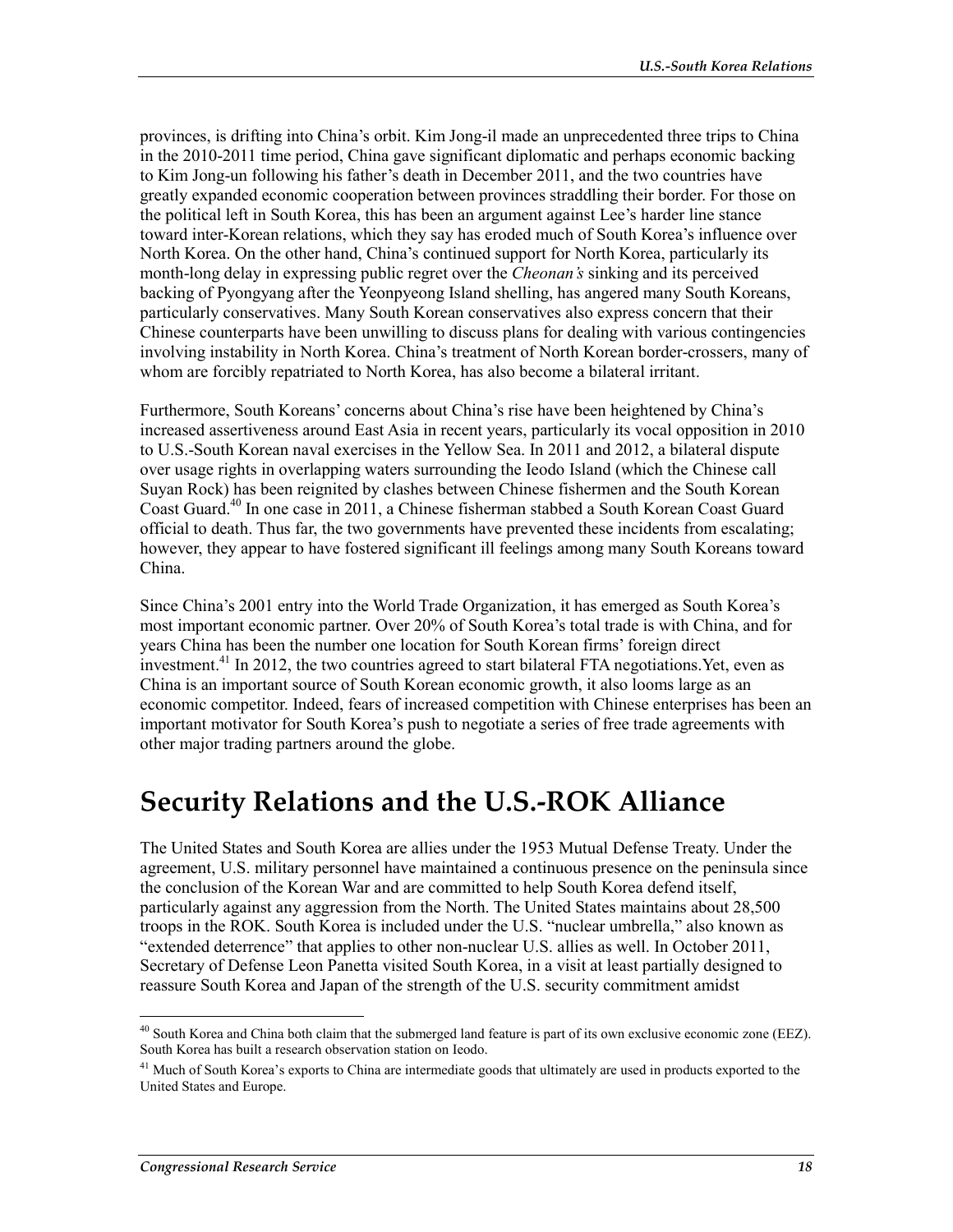provinces, is drifting into China's orbit. Kim Jong-il made an unprecedented three trips to China in the 2010-2011 time period, China gave significant diplomatic and perhaps economic backing to Kim Jong-un following his father's death in December 2011, and the two countries have greatly expanded economic cooperation between provinces straddling their border. For those on the political left in South Korea, this has been an argument against Lee's harder line stance toward inter-Korean relations, which they say has eroded much of South Korea's influence over North Korea. On the other hand, China's continued support for North Korea, particularly its month-long delay in expressing public regret over the *Cheonan's* sinking and its perceived backing of Pyongyang after the Yeonpyeong Island shelling, has angered many South Koreans, particularly conservatives. Many South Korean conservatives also express concern that their Chinese counterparts have been unwilling to discuss plans for dealing with various contingencies involving instability in North Korea. China's treatment of North Korean border-crossers, many of whom are forcibly repatriated to North Korea, has also become a bilateral irritant.

Furthermore, South Koreans' concerns about China's rise have been heightened by China's increased assertiveness around East Asia in recent years, particularly its vocal opposition in 2010 to U.S.-South Korean naval exercises in the Yellow Sea. In 2011 and 2012, a bilateral dispute over usage rights in overlapping waters surrounding the Ieodo Island (which the Chinese call Suyan Rock) has been reignited by clashes between Chinese fishermen and the South Korean Coast Guard.[40] In one case in 2011, a Chinese fisherman stabbed a South Korean Coast Guard official to death. Thus far, the two governments have prevented these incidents from escalating; however, they appear to have fostered significant ill feelings among many South Koreans toward China.

Since China's 2001 entry into the World Trade Organization, it has emerged as South Korea's most important economic partner. Over 20% of South Korea's total trade is with China, and for years China has been the number one location for South Korean firms' foreign direct investment.[41] In 2012, the two countries agreed to start bilateral FTA negotiations.Yet, even as China is an important source of South Korean economic growth, it also looms large as an economic competitor. Indeed, fears of increased competition with Chinese enterprises has been an important motivator for South Korea's push to negotiate a series of free trade agreements with other major trading partners around the globe.

# Security Relations and the U.S.-ROK Alliance

The United States and South Korea are allies under the 1953 Mutual Defense Treaty. Under the agreement, U.S. military personnel have maintained a continuous presence on the peninsula since the conclusion of the Korean War and are committed to help South Korea defend itself, particularly against any aggression from the North. The United States maintains about 28,500 troops in the ROK. South Korea is included under the U.S. "nuclear umbrella," also known as "extended deterrence" that applies to other non-nuclear U.S. allies as well. In October 2011, Secretary of Defense Leon Panetta visited South Korea, in a visit at least partially designed to reassure South Korea and Japan of the strength of the U.S. security commitment amidst

---

[40] South Korea and China both claim that the submerged land feature is part of its own exclusive economic zone (EEZ). South Korea has built a research observation station on Ieodo.

[41] Much of South Korea's exports to China are intermediate goods that ultimately are used in products exported to the United States and Europe.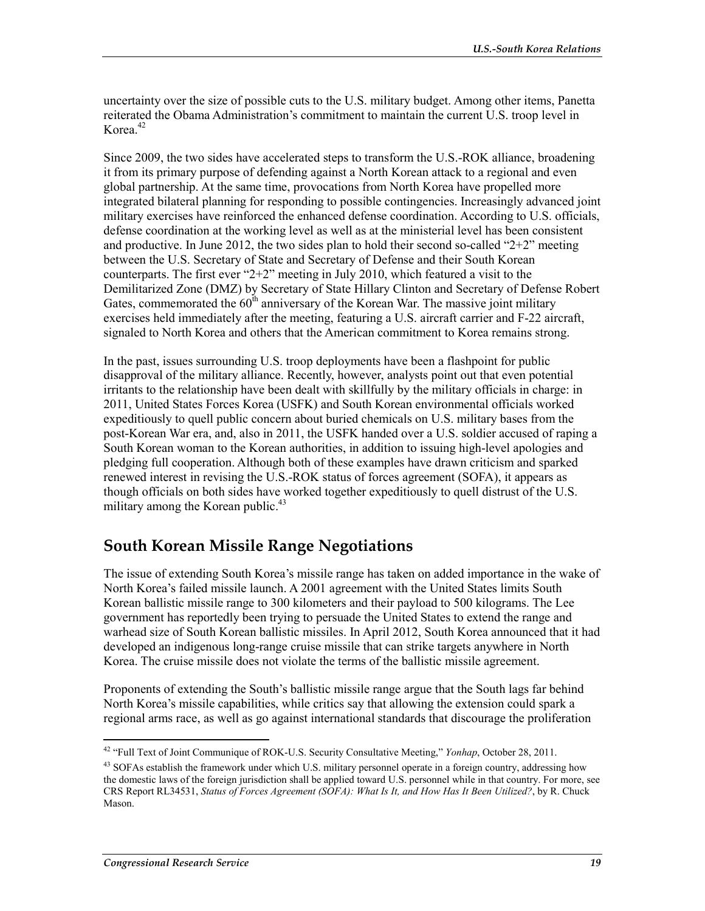uncertainty over the size of possible cuts to the U.S. military budget. Among other items, Panetta reiterated the Obama Administration's commitment to maintain the current U.S. troop level in Korea.[42]

Since 2009, the two sides have accelerated steps to transform the U.S.-ROK alliance, broadening it from its primary purpose of defending against a North Korean attack to a regional and even global partnership. At the same time, provocations from North Korea have propelled more integrated bilateral planning for responding to possible contingencies. Increasingly advanced joint military exercises have reinforced the enhanced defense coordination. According to U.S. officials, defense coordination at the working level as well as at the ministerial level has been consistent and productive. In June 2012, the two sides plan to hold their second so-called "2+2" meeting between the U.S. Secretary of State and Secretary of Defense and their South Korean counterparts. The first ever "2+2" meeting in July 2010, which featured a visit to the Demilitarized Zone (DMZ) by Secretary of State Hillary Clinton and Secretary of Defense Robert Gates, commemorated the 60th anniversary of the Korean War. The massive joint military exercises held immediately after the meeting, featuring a U.S. aircraft carrier and F-22 aircraft, signaled to North Korea and others that the American commitment to Korea remains strong.

In the past, issues surrounding U.S. troop deployments have been a flashpoint for public disapproval of the military alliance. Recently, however, analysts point out that even potential irritants to the relationship have been dealt with skillfully by the military officials in charge: in 2011, United States Forces Korea (USFK) and South Korean environmental officials worked expeditiously to quell public concern about buried chemicals on U.S. military bases from the post-Korean War era, and, also in 2011, the USFK handed over a U.S. soldier accused of raping a South Korean woman to the Korean authorities, in addition to issuing high-level apologies and pledging full cooperation. Although both of these examples have drawn criticism and sparked renewed interest in revising the U.S.-ROK status of forces agreement (SOFA), it appears as though officials on both sides have worked together expeditiously to quell distrust of the U.S. military among the Korean public.[43]

## South Korean Missile Range Negotiations

The issue of extending South Korea's missile range has taken on added importance in the wake of North Korea's failed missile launch. A 2001 agreement with the United States limits South Korean ballistic missile range to 300 kilometers and their payload to 500 kilograms. The Lee government has reportedly been trying to persuade the United States to extend the range and warhead size of South Korean ballistic missiles. In April 2012, South Korea announced that it had developed an indigenous long-range cruise missile that can strike targets anywhere in North Korea. The cruise missile does not violate the terms of the ballistic missile agreement.

Proponents of extending the South's ballistic missile range argue that the South lags far behind North Korea's missile capabilities, while critics say that allowing the extension could spark a regional arms race, as well as go against international standards that discourage the proliferation

---

[42] "Full Text of Joint Communique of ROK-U.S. Security Consultative Meeting," *Yonhap*, October 28, 2011.

[43] SOFAs establish the framework under which U.S. military personnel operate in a foreign country, addressing how the domestic laws of the foreign jurisdiction shall be applied toward U.S. personnel while in that country. For more, see CRS Report RL34531, *Status of Forces Agreement (SOFA): What Is It, and How Has It Been Utilized?*, by R. Chuck Mason.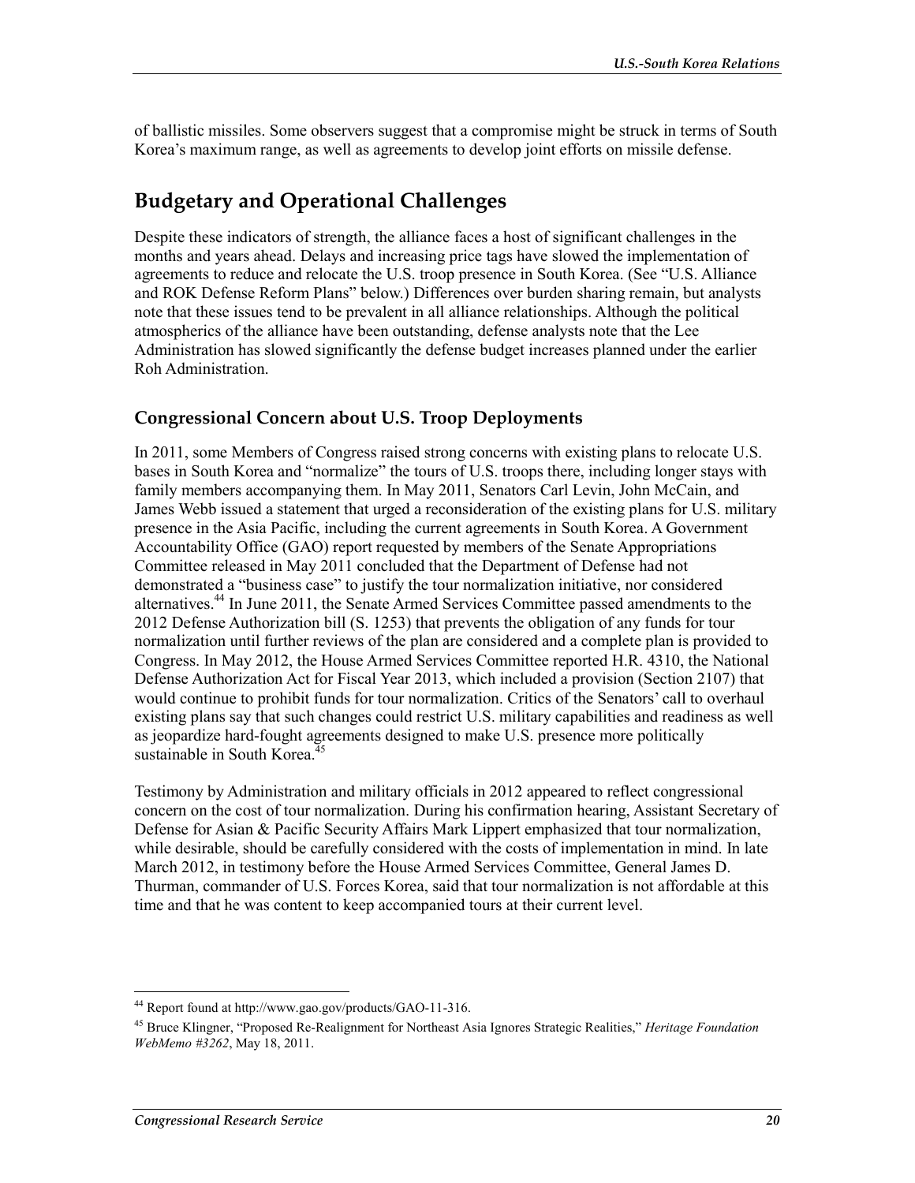of ballistic missiles. Some observers suggest that a compromise might be struck in terms of South Korea's maximum range, as well as agreements to develop joint efforts on missile defense.

## Budgetary and Operational Challenges

Despite these indicators of strength, the alliance faces a host of significant challenges in the months and years ahead. Delays and increasing price tags have slowed the implementation of agreements to reduce and relocate the U.S. troop presence in South Korea. (See "U.S. Alliance and ROK Defense Reform Plans" below.) Differences over burden sharing remain, but analysts note that these issues tend to be prevalent in all alliance relationships. Although the political atmospherics of the alliance have been outstanding, defense analysts note that the Lee Administration has slowed significantly the defense budget increases planned under the earlier Roh Administration.

### Congressional Concern about U.S. Troop Deployments

In 2011, some Members of Congress raised strong concerns with existing plans to relocate U.S. bases in South Korea and "normalize" the tours of U.S. troops there, including longer stays with family members accompanying them. In May 2011, Senators Carl Levin, John McCain, and James Webb issued a statement that urged a reconsideration of the existing plans for U.S. military presence in the Asia Pacific, including the current agreements in South Korea. A Government Accountability Office (GAO) report requested by members of the Senate Appropriations Committee released in May 2011 concluded that the Department of Defense had not demonstrated a "business case" to justify the tour normalization initiative, nor considered alternatives.[44] In June 2011, the Senate Armed Services Committee passed amendments to the 2012 Defense Authorization bill (S. 1253) that prevents the obligation of any funds for tour normalization until further reviews of the plan are considered and a complete plan is provided to Congress. In May 2012, the House Armed Services Committee reported H.R. 4310, the National Defense Authorization Act for Fiscal Year 2013, which included a provision (Section 2107) that would continue to prohibit funds for tour normalization. Critics of the Senators' call to overhaul existing plans say that such changes could restrict U.S. military capabilities and readiness as well as jeopardize hard-fought agreements designed to make U.S. presence more politically sustainable in South Korea.[45]

Testimony by Administration and military officials in 2012 appeared to reflect congressional concern on the cost of tour normalization. During his confirmation hearing, Assistant Secretary of Defense for Asian & Pacific Security Affairs Mark Lippert emphasized that tour normalization, while desirable, should be carefully considered with the costs of implementation in mind. In late March 2012, in testimony before the House Armed Services Committee, General James D. Thurman, commander of U.S. Forces Korea, said that tour normalization is not affordable at this time and that he was content to keep accompanied tours at their current level.

---

[44] Report found at http://www.gao.gov/products/GAO-11-316.

[45] Bruce Klingner, "Proposed Re-Realignment for Northeast Asia Ignores Strategic Realities," *Heritage Foundation WebMemo #3262*, May 18, 2011.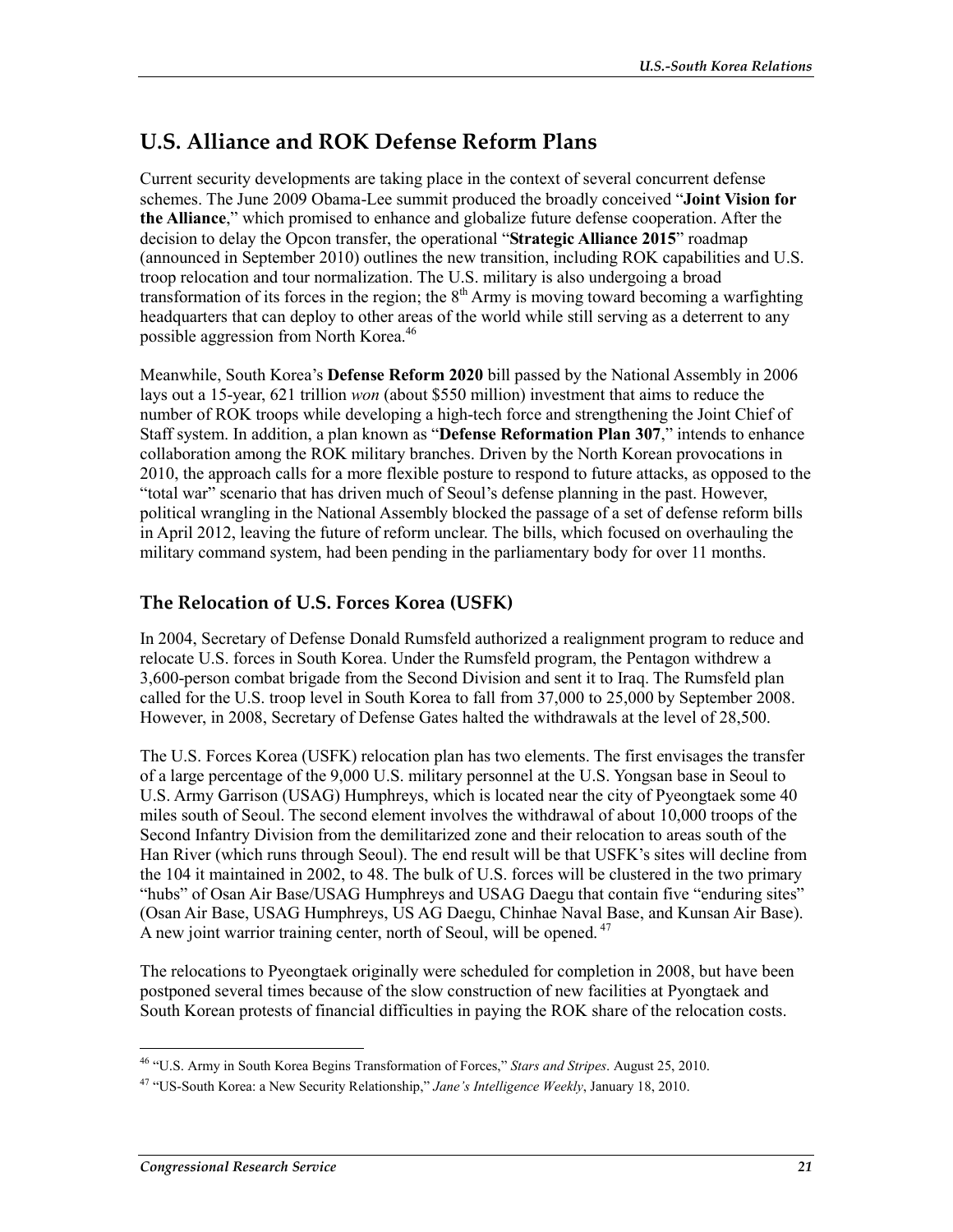## U.S. Alliance and ROK Defense Reform Plans

Current security developments are taking place in the context of several concurrent defense schemes. The June 2009 Obama-Lee summit produced the broadly conceived "**Joint Vision for the Alliance**," which promised to enhance and globalize future defense cooperation. After the decision to delay the Opcon transfer, the operational "**Strategic Alliance 2015**" roadmap (announced in September 2010) outlines the new transition, including ROK capabilities and U.S. troop relocation and tour normalization. The U.S. military is also undergoing a broad transformation of its forces in the region; the 8th Army is moving toward becoming a warfighting headquarters that can deploy to other areas of the world while still serving as a deterrent to any possible aggression from North Korea.[46]

Meanwhile, South Korea's **Defense Reform 2020** bill passed by the National Assembly in 2006 lays out a 15-year, 621 trillion *won* (about $550 million) investment that aims to reduce the number of ROK troops while developing a high-tech force and strengthening the Joint Chief of Staff system. In addition, a plan known as "**Defense Reformation Plan 307**," intends to enhance collaboration among the ROK military branches. Driven by the North Korean provocations in 2010, the approach calls for a more flexible posture to respond to future attacks, as opposed to the "total war" scenario that has driven much of Seoul's defense planning in the past. However, political wrangling in the National Assembly blocked the passage of a set of defense reform bills in April 2012, leaving the future of reform unclear. The bills, which focused on overhauling the military command system, had been pending in the parliamentary body for over 11 months.

### The Relocation of U.S. Forces Korea (USFK)

In 2004, Secretary of Defense Donald Rumsfeld authorized a realignment program to reduce and relocate U.S. forces in South Korea. Under the Rumsfeld program, the Pentagon withdrew a 3,600-person combat brigade from the Second Division and sent it to Iraq. The Rumsfeld plan called for the U.S. troop level in South Korea to fall from 37,000 to 25,000 by September 2008. However, in 2008, Secretary of Defense Gates halted the withdrawals at the level of 28,500.

The U.S. Forces Korea (USFK) relocation plan has two elements. The first envisages the transfer of a large percentage of the 9,000 U.S. military personnel at the U.S. Yongsan base in Seoul to U.S. Army Garrison (USAG) Humphreys, which is located near the city of Pyeongtaek some 40 miles south of Seoul. The second element involves the withdrawal of about 10,000 troops of the Second Infantry Division from the demilitarized zone and their relocation to areas south of the Han River (which runs through Seoul). The end result will be that USFK's sites will decline from the 104 it maintained in 2002, to 48. The bulk of U.S. forces will be clustered in the two primary "hubs" of Osan Air Base/USAG Humphreys and USAG Daegu that contain five "enduring sites" (Osan Air Base, USAG Humphreys, US AG Daegu, Chinhae Naval Base, and Kunsan Air Base). A new joint warrior training center, north of Seoul, will be opened.[47]

The relocations to Pyeongtaek originally were scheduled for completion in 2008, but have been postponed several times because of the slow construction of new facilities at Pyongtaek and South Korean protests of financial difficulties in paying the ROK share of the relocation costs.

---

[46] "U.S. Army in South Korea Begins Transformation of Forces," *Stars and Stripes*. August 25, 2010.

[47] "US-South Korea: a New Security Relationship," *Jane's Intelligence Weekly*, January 18, 2010.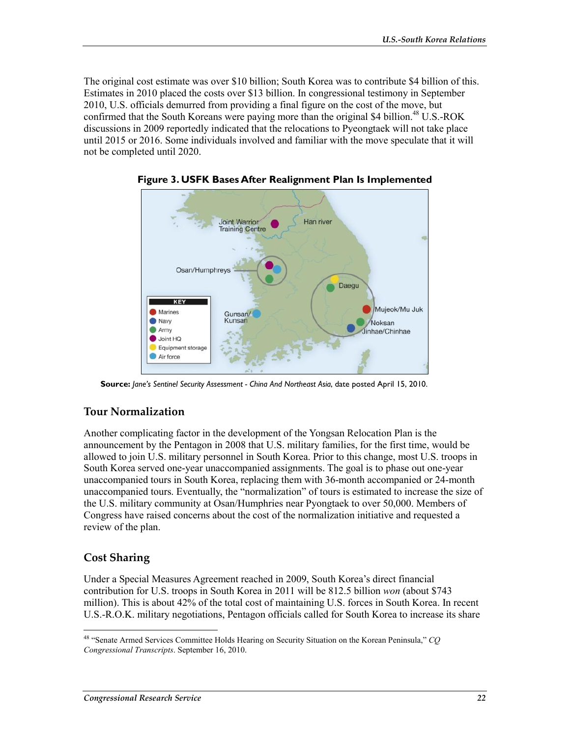The original cost estimate was over $10 billion; South Korea was to contribute $4 billion of this. Estimates in 2010 placed the costs over $13 billion. In congressional testimony in September 2010, U.S. officials demurred from providing a final figure on the cost of the move, but confirmed that the South Koreans were paying more than the original $4 billion.[48] U.S.-ROK discussions in 2009 reportedly indicated that the relocations to Pyeongtaek will not take place until 2015 or 2016. Some individuals involved and familiar with the move speculate that it will not be completed until 2020.

**Figure 3. USFK Bases After Realignment Plan Is Implemented**

**Source:** *Jane's Sentinel Security Assessment - China And Northeast Asia*, date posted April 15, 2010.

## Tour Normalization

Another complicating factor in the development of the Yongsan Relocation Plan is the announcement by the Pentagon in 2008 that U.S. military families, for the first time, would be allowed to join U.S. military personnel in South Korea. Prior to this change, most U.S. troops in South Korea served one-year unaccompanied assignments. The goal is to phase out one-year unaccompanied tours in South Korea, replacing them with 36-month accompanied or 24-month unaccompanied tours. Eventually, the "normalization" of tours is estimated to increase the size of the U.S. military community at Osan/Humphries near Pyongtaek to over 50,000. Members of Congress have raised concerns about the cost of the normalization initiative and requested a review of the plan.

## Cost Sharing

Under a Special Measures Agreement reached in 2009, South Korea's direct financial contribution for U.S. troops in South Korea in 2011 will be 812.5 billion *won* (about $743 million). This is about 42% of the total cost of maintaining U.S. forces in South Korea. In recent U.S.-R.O.K. military negotiations, Pentagon officials called for South Korea to increase its share

[48] "Senate Armed Services Committee Holds Hearing on Security Situation on the Korean Peninsula," *CQ Congressional Transcripts*. September 16, 2010.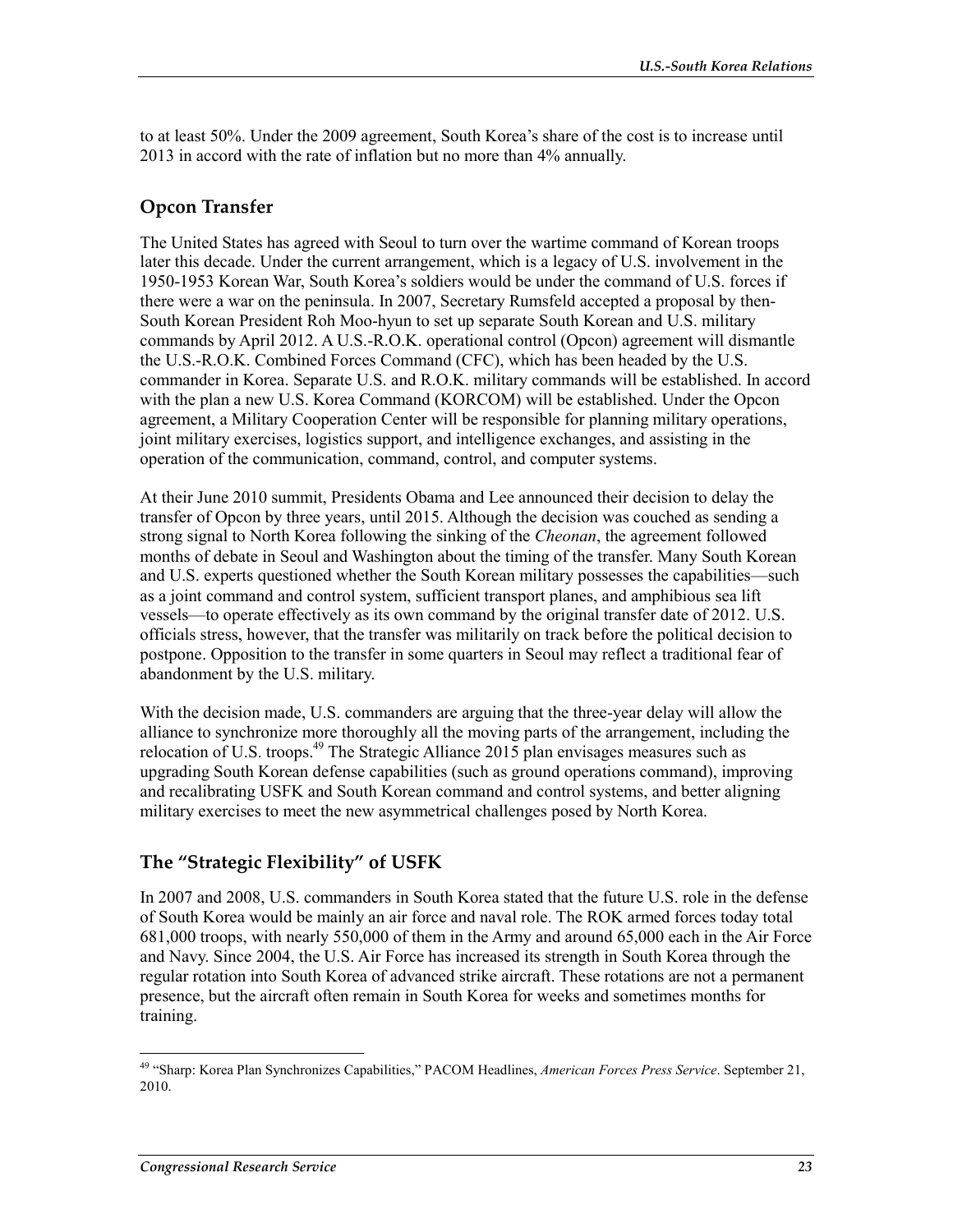to at least 50%. Under the 2009 agreement, South Korea's share of the cost is to increase until 2013 in accord with the rate of inflation but no more than 4% annually.

## Opcon Transfer

The United States has agreed with Seoul to turn over the wartime command of Korean troops later this decade. Under the current arrangement, which is a legacy of U.S. involvement in the 1950-1953 Korean War, South Korea's soldiers would be under the command of U.S. forces if there were a war on the peninsula. In 2007, Secretary Rumsfeld accepted a proposal by then-South Korean President Roh Moo-hyun to set up separate South Korean and U.S. military commands by April 2012. A U.S.-R.O.K. operational control (Opcon) agreement will dismantle the U.S.-R.O.K. Combined Forces Command (CFC), which has been headed by the U.S. commander in Korea. Separate U.S. and R.O.K. military commands will be established. In accord with the plan a new U.S. Korea Command (KORCOM) will be established. Under the Opcon agreement, a Military Cooperation Center will be responsible for planning military operations, joint military exercises, logistics support, and intelligence exchanges, and assisting in the operation of the communication, command, control, and computer systems.

At their June 2010 summit, Presidents Obama and Lee announced their decision to delay the transfer of Opcon by three years, until 2015. Although the decision was couched as sending a strong signal to North Korea following the sinking of the *Cheonan*, the agreement followed months of debate in Seoul and Washington about the timing of the transfer. Many South Korean and U.S. experts questioned whether the South Korean military possesses the capabilities—such as a joint command and control system, sufficient transport planes, and amphibious sea lift vessels—to operate effectively as its own command by the original transfer date of 2012. U.S. officials stress, however, that the transfer was militarily on track before the political decision to postpone. Opposition to the transfer in some quarters in Seoul may reflect a traditional fear of abandonment by the U.S. military.

With the decision made, U.S. commanders are arguing that the three-year delay will allow the alliance to synchronize more thoroughly all the moving parts of the arrangement, including the relocation of U.S. troops.[49] The Strategic Alliance 2015 plan envisages measures such as upgrading South Korean defense capabilities (such as ground operations command), improving and recalibrating USFK and South Korean command and control systems, and better aligning military exercises to meet the new asymmetrical challenges posed by North Korea.

## The "Strategic Flexibility" of USFK

In 2007 and 2008, U.S. commanders in South Korea stated that the future U.S. role in the defense of South Korea would be mainly an air force and naval role. The ROK armed forces today total 681,000 troops, with nearly 550,000 of them in the Army and around 65,000 each in the Air Force and Navy. Since 2004, the U.S. Air Force has increased its strength in South Korea through the regular rotation into South Korea of advanced strike aircraft. These rotations are not a permanent presence, but the aircraft often remain in South Korea for weeks and sometimes months for training.

---

[49] "Sharp: Korea Plan Synchronizes Capabilities," PACOM Headlines, *American Forces Press Service*. September 21, 2010.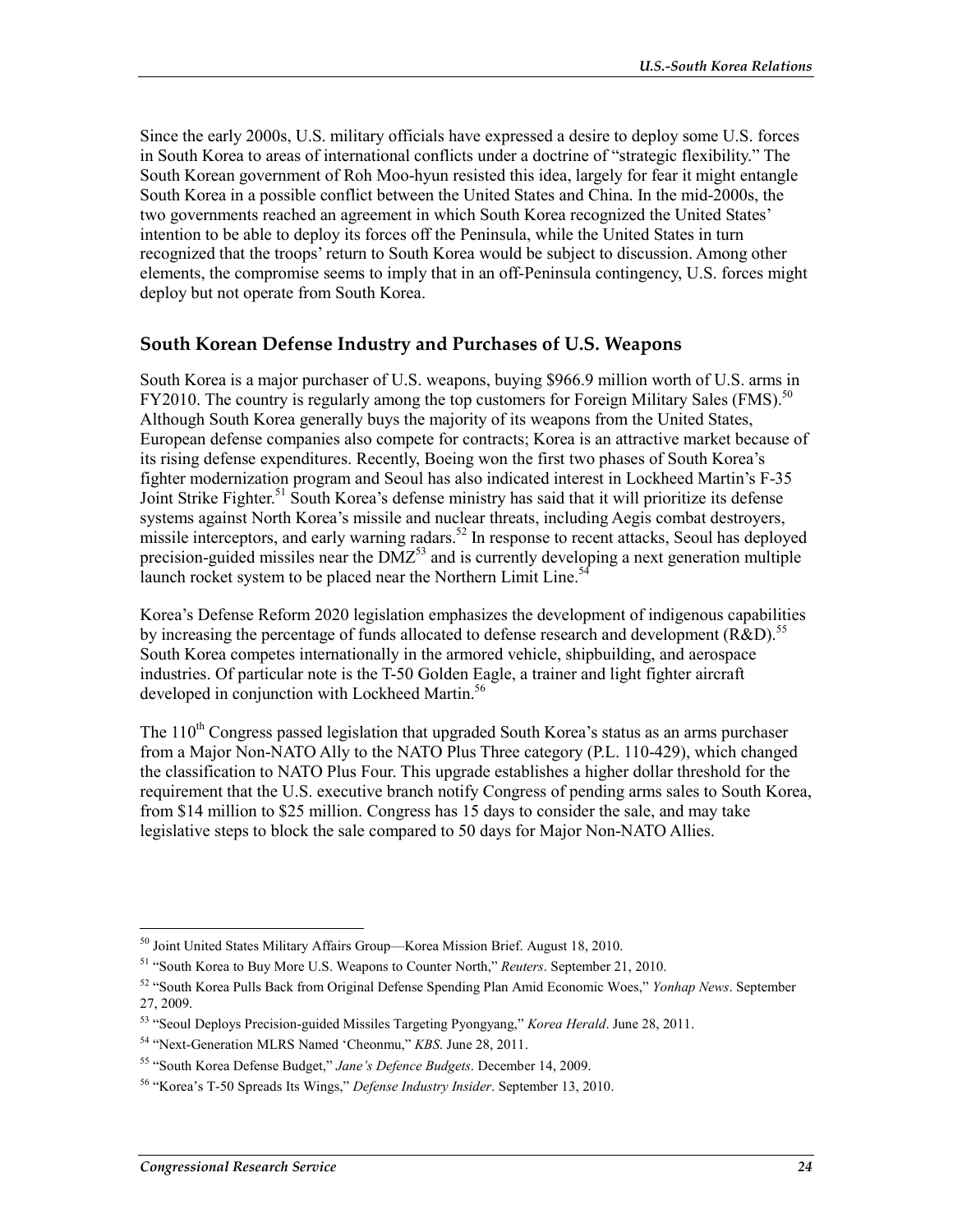Since the early 2000s, U.S. military officials have expressed a desire to deploy some U.S. forces in South Korea to areas of international conflicts under a doctrine of "strategic flexibility." The South Korean government of Roh Moo-hyun resisted this idea, largely for fear it might entangle South Korea in a possible conflict between the United States and China. In the mid-2000s, the two governments reached an agreement in which South Korea recognized the United States' intention to be able to deploy its forces off the Peninsula, while the United States in turn recognized that the troops' return to South Korea would be subject to discussion. Among other elements, the compromise seems to imply that in an off-Peninsula contingency, U.S. forces might deploy but not operate from South Korea.

## South Korean Defense Industry and Purchases of U.S. Weapons

South Korea is a major purchaser of U.S. weapons, buying $966.9 million worth of U.S. arms in FY2010. The country is regularly among the top customers for Foreign Military Sales (FMS).[50] Although South Korea generally buys the majority of its weapons from the United States, European defense companies also compete for contracts; Korea is an attractive market because of its rising defense expenditures. Recently, Boeing won the first two phases of South Korea's fighter modernization program and Seoul has also indicated interest in Lockheed Martin's F-35 Joint Strike Fighter.[51] South Korea's defense ministry has said that it will prioritize its defense systems against North Korea's missile and nuclear threats, including Aegis combat destroyers, missile interceptors, and early warning radars.[52] In response to recent attacks, Seoul has deployed precision-guided missiles near the DMZ[53] and is currently developing a next generation multiple launch rocket system to be placed near the Northern Limit Line.[54]

Korea's Defense Reform 2020 legislation emphasizes the development of indigenous capabilities by increasing the percentage of funds allocated to defense research and development (R&D).[55] South Korea competes internationally in the armored vehicle, shipbuilding, and aerospace industries. Of particular note is the T-50 Golden Eagle, a trainer and light fighter aircraft developed in conjunction with Lockheed Martin.[56]

The 110th Congress passed legislation that upgraded South Korea's status as an arms purchaser from a Major Non-NATO Ally to the NATO Plus Three category (P.L. 110-429), which changed the classification to NATO Plus Four. This upgrade establishes a higher dollar threshold for the requirement that the U.S. executive branch notify Congress of pending arms sales to South Korea, from $14 million to $25 million. Congress has 15 days to consider the sale, and may take legislative steps to block the sale compared to 50 days for Major Non-NATO Allies.

---

[50] Joint United States Military Affairs Group—Korea Mission Brief. August 18, 2010.

[51] "South Korea to Buy More U.S. Weapons to Counter North," *Reuters*. September 21, 2010.

[52] "South Korea Pulls Back from Original Defense Spending Plan Amid Economic Woes," *Yonhap News*. September 27, 2009.

[53] "Seoul Deploys Precision-guided Missiles Targeting Pyongyang," *Korea Herald*. June 28, 2011.

[54] "Next-Generation MLRS Named 'Cheonmu,'" *KBS*. June 28, 2011.

[55] "South Korea Defense Budget," *Jane's Defence Budgets*. December 14, 2009.

[56] "Korea's T-50 Spreads Its Wings," *Defense Industry Insider*. September 13, 2010.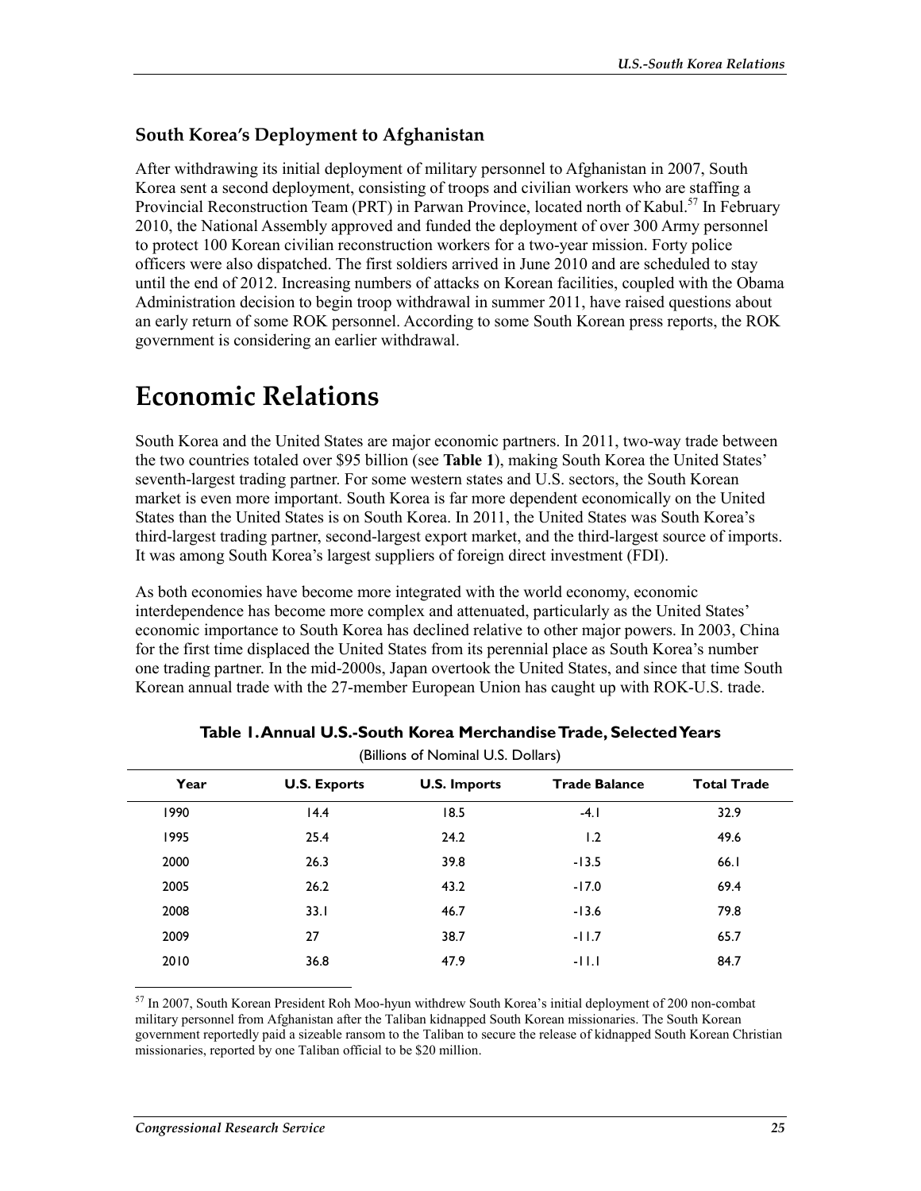### South Korea's Deployment to Afghanistan

After withdrawing its initial deployment of military personnel to Afghanistan in 2007, South Korea sent a second deployment, consisting of troops and civilian workers who are staffing a Provincial Reconstruction Team (PRT) in Parwan Province, located north of Kabul.[57] In February 2010, the National Assembly approved and funded the deployment of over 300 Army personnel to protect 100 Korean civilian reconstruction workers for a two-year mission. Forty police officers were also dispatched. The first soldiers arrived in June 2010 and are scheduled to stay until the end of 2012. Increasing numbers of attacks on Korean facilities, coupled with the Obama Administration decision to begin troop withdrawal in summer 2011, have raised questions about an early return of some ROK personnel. According to some South Korean press reports, the ROK government is considering an earlier withdrawal.

# Economic Relations

South Korea and the United States are major economic partners. In 2011, two-way trade between the two countries totaled over $95 billion (see **Table 1**), making South Korea the United States' seventh-largest trading partner. For some western states and U.S. sectors, the South Korean market is even more important. South Korea is far more dependent economically on the United States than the United States is on South Korea. In 2011, the United States was South Korea's third-largest trading partner, second-largest export market, and the third-largest source of imports. It was among South Korea's largest suppliers of foreign direct investment (FDI).

As both economies have become more integrated with the world economy, economic interdependence has become more complex and attenuated, particularly as the United States' economic importance to South Korea has declined relative to other major powers. In 2003, China for the first time displaced the United States from its perennial place as South Korea's number one trading partner. In the mid-2000s, Japan overtook the United States, and since that time South Korean annual trade with the 27-member European Union has caught up with ROK-U.S. trade.

**Table 1. Annual U.S.-South Korea Merchandise Trade, Selected Years**

(Billions of Nominal U.S. Dollars)

| Year | U.S. Exports | U.S. Imports | Trade Balance | Total Trade |
|---|---|---|---|---|
| 1990 | 14.4 | 18.5 | -4.1 | 32.9 |
| 1995 | 25.4 | 24.2 | 1.2 | 49.6 |
| 2000 | 26.3 | 39.8 | -13.5 | 66.1 |
| 2005 | 26.2 | 43.2 | -17.0 | 69.4 |
| 2008 | 33.1 | 46.7 | -13.6 | 79.8 |
| 2009 | 27 | 38.7 | -11.7 | 65.7 |
| 2010 | 36.8 | 47.9 | -11.1 | 84.7 |

[57] In 2007, South Korean President Roh Moo-hyun withdrew South Korea's initial deployment of 200 non-combat military personnel from Afghanistan after the Taliban kidnapped South Korean missionaries. The South Korean government reportedly paid a sizeable ransom to the Taliban to secure the release of kidnapped South Korean Christian missionaries, reported by one Taliban official to be $20 million.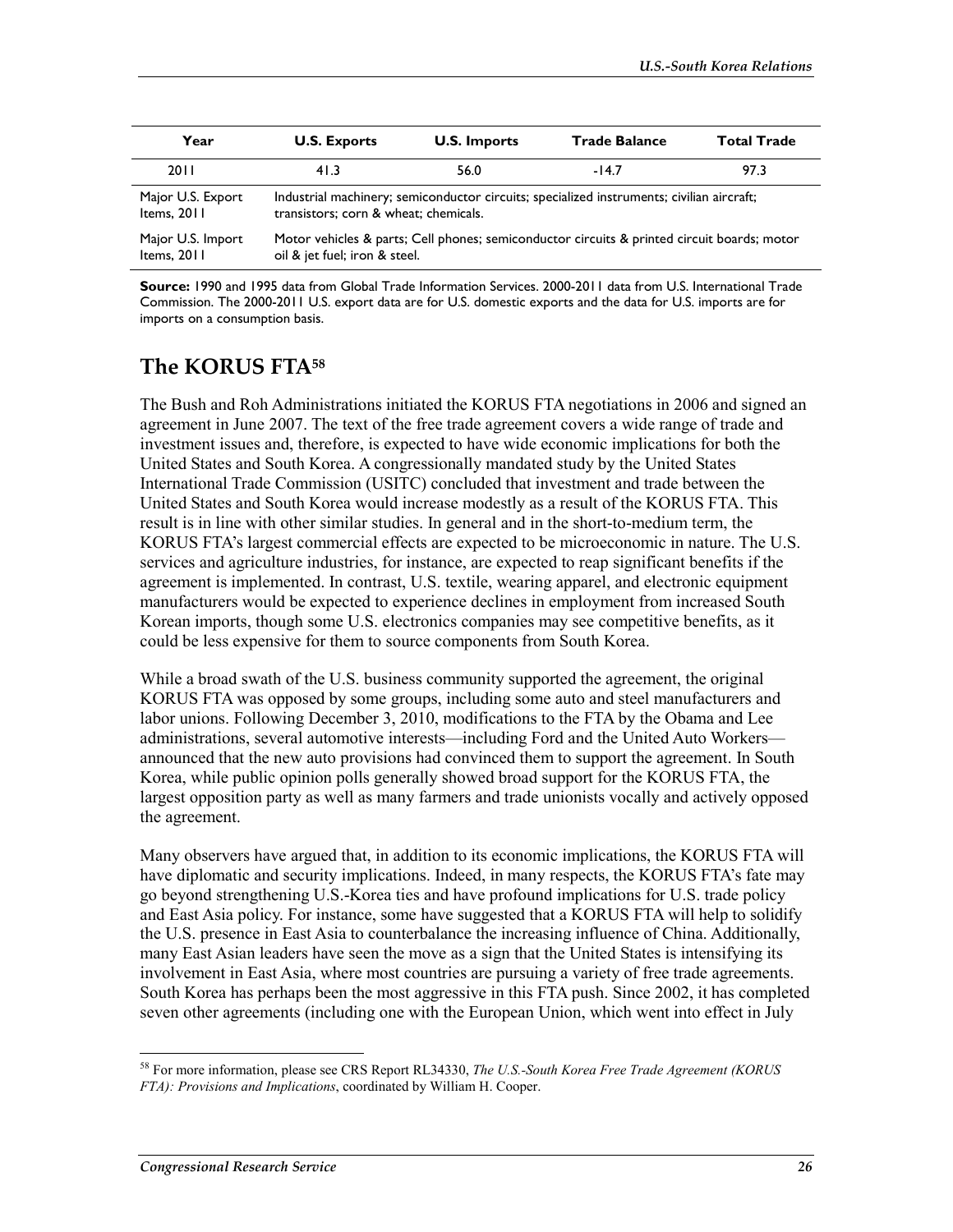| Year | U.S. Exports | U.S. Imports | Trade Balance | Total Trade |
|---|---|---|---|---|
| 2011 | 41.3 | 56.0 | -14.7 | 97.3 |
| Major U.S. Export Items, 2011 | Industrial machinery; semiconductor circuits; specialized instruments; civilian aircraft; transistors; corn & wheat; chemicals. | | | |
| Major U.S. Import Items, 2011 | Motor vehicles & parts; Cell phones; semiconductor circuits & printed circuit boards; motor oil & jet fuel; iron & steel. | | | |

**Source:** 1990 and 1995 data from Global Trade Information Services. 2000-2011 data from U.S. International Trade Commission. The 2000-2011 U.S. export data are for U.S. domestic exports and the data for U.S. imports are for imports on a consumption basis.

## The KORUS FTA[58]

The Bush and Roh Administrations initiated the KORUS FTA negotiations in 2006 and signed an agreement in June 2007. The text of the free trade agreement covers a wide range of trade and investment issues and, therefore, is expected to have wide economic implications for both the United States and South Korea. A congressionally mandated study by the United States International Trade Commission (USITC) concluded that investment and trade between the United States and South Korea would increase modestly as a result of the KORUS FTA. This result is in line with other similar studies. In general and in the short-to-medium term, the KORUS FTA's largest commercial effects are expected to be microeconomic in nature. The U.S. services and agriculture industries, for instance, are expected to reap significant benefits if the agreement is implemented. In contrast, U.S. textile, wearing apparel, and electronic equipment manufacturers would be expected to experience declines in employment from increased South Korean imports, though some U.S. electronics companies may see competitive benefits, as it could be less expensive for them to source components from South Korea.

While a broad swath of the U.S. business community supported the agreement, the original KORUS FTA was opposed by some groups, including some auto and steel manufacturers and labor unions. Following December 3, 2010, modifications to the FTA by the Obama and Lee administrations, several automotive interests—including Ford and the United Auto Workers—announced that the new auto provisions had convinced them to support the agreement. In South Korea, while public opinion polls generally showed broad support for the KORUS FTA, the largest opposition party as well as many farmers and trade unionists vocally and actively opposed the agreement.

Many observers have argued that, in addition to its economic implications, the KORUS FTA will have diplomatic and security implications. Indeed, in many respects, the KORUS FTA's fate may go beyond strengthening U.S.-Korea ties and have profound implications for U.S. trade policy and East Asia policy. For instance, some have suggested that a KORUS FTA will help to solidify the U.S. presence in East Asia to counterbalance the increasing influence of China. Additionally, many East Asian leaders have seen the move as a sign that the United States is intensifying its involvement in East Asia, where most countries are pursuing a variety of free trade agreements. South Korea has perhaps been the most aggressive in this FTA push. Since 2002, it has completed seven other agreements (including one with the European Union, which went into effect in July

[58] For more information, please see CRS Report RL34330, *The U.S.-South Korea Free Trade Agreement (KORUS FTA): Provisions and Implications*, coordinated by William H. Cooper.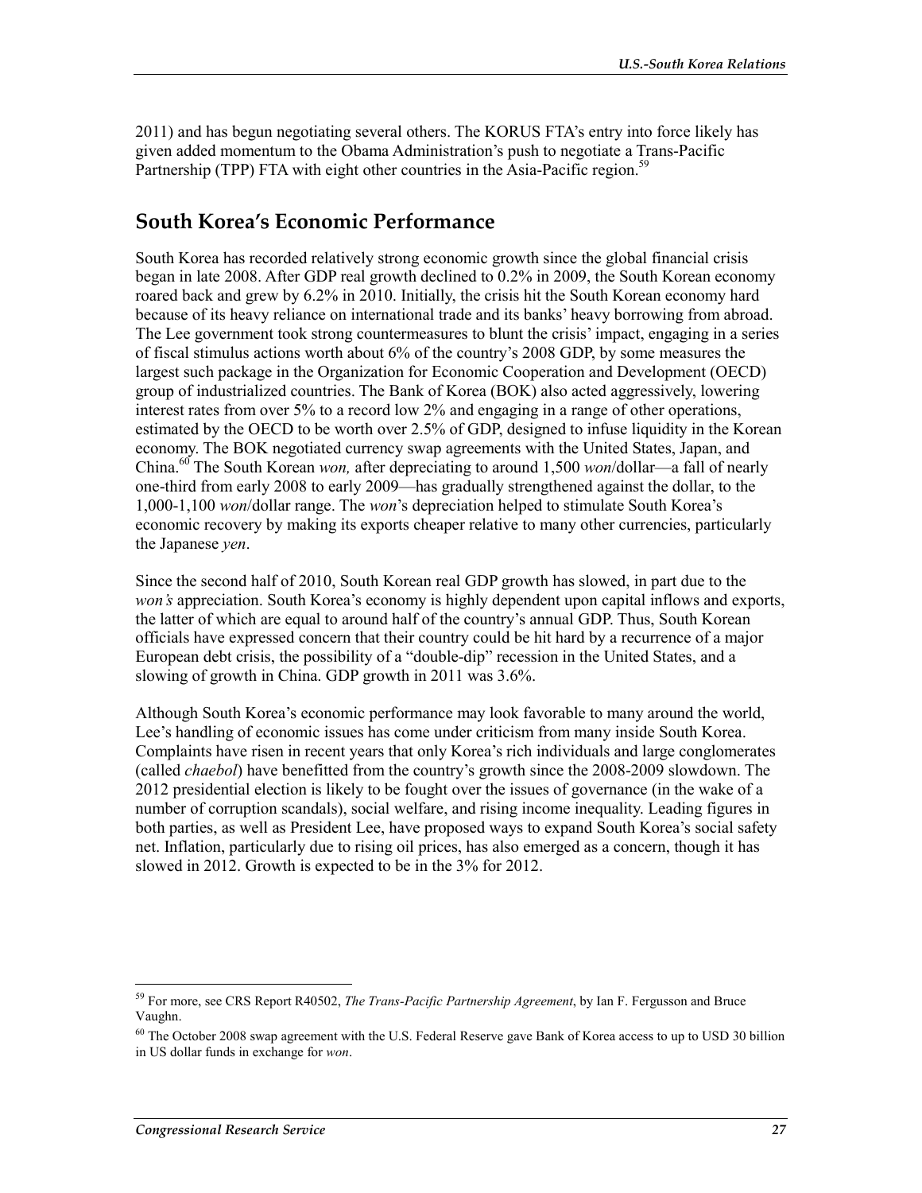2011) and has begun negotiating several others. The KORUS FTA's entry into force likely has given added momentum to the Obama Administration's push to negotiate a Trans-Pacific Partnership (TPP) FTA with eight other countries in the Asia-Pacific region.[59]

## South Korea's Economic Performance

South Korea has recorded relatively strong economic growth since the global financial crisis began in late 2008. After GDP real growth declined to 0.2% in 2009, the South Korean economy roared back and grew by 6.2% in 2010. Initially, the crisis hit the South Korean economy hard because of its heavy reliance on international trade and its banks' heavy borrowing from abroad. The Lee government took strong countermeasures to blunt the crisis' impact, engaging in a series of fiscal stimulus actions worth about 6% of the country's 2008 GDP, by some measures the largest such package in the Organization for Economic Cooperation and Development (OECD) group of industrialized countries. The Bank of Korea (BOK) also acted aggressively, lowering interest rates from over 5% to a record low 2% and engaging in a range of other operations, estimated by the OECD to be worth over 2.5% of GDP, designed to infuse liquidity in the Korean economy. The BOK negotiated currency swap agreements with the United States, Japan, and China.[60] The South Korean *won,* after depreciating to around 1,500 *won*/dollar—a fall of nearly one-third from early 2008 to early 2009—has gradually strengthened against the dollar, to the 1,000-1,100 *won*/dollar range. The *won*'s depreciation helped to stimulate South Korea's economic recovery by making its exports cheaper relative to many other currencies, particularly the Japanese *yen*.

Since the second half of 2010, South Korean real GDP growth has slowed, in part due to the *won's* appreciation. South Korea's economy is highly dependent upon capital inflows and exports, the latter of which are equal to around half of the country's annual GDP. Thus, South Korean officials have expressed concern that their country could be hit hard by a recurrence of a major European debt crisis, the possibility of a "double-dip" recession in the United States, and a slowing of growth in China. GDP growth in 2011 was 3.6%.

Although South Korea's economic performance may look favorable to many around the world, Lee's handling of economic issues has come under criticism from many inside South Korea. Complaints have risen in recent years that only Korea's rich individuals and large conglomerates (called *chaebol*) have benefitted from the country's growth since the 2008-2009 slowdown. The 2012 presidential election is likely to be fought over the issues of governance (in the wake of a number of corruption scandals), social welfare, and rising income inequality. Leading figures in both parties, as well as President Lee, have proposed ways to expand South Korea's social safety net. Inflation, particularly due to rising oil prices, has also emerged as a concern, though it has slowed in 2012. Growth is expected to be in the 3% for 2012.

---

[59] For more, see CRS Report R40502, *The Trans-Pacific Partnership Agreement*, by Ian F. Fergusson and Bruce Vaughn.

[60] The October 2008 swap agreement with the U.S. Federal Reserve gave Bank of Korea access to up to USD 30 billion in US dollar funds in exchange for *won*.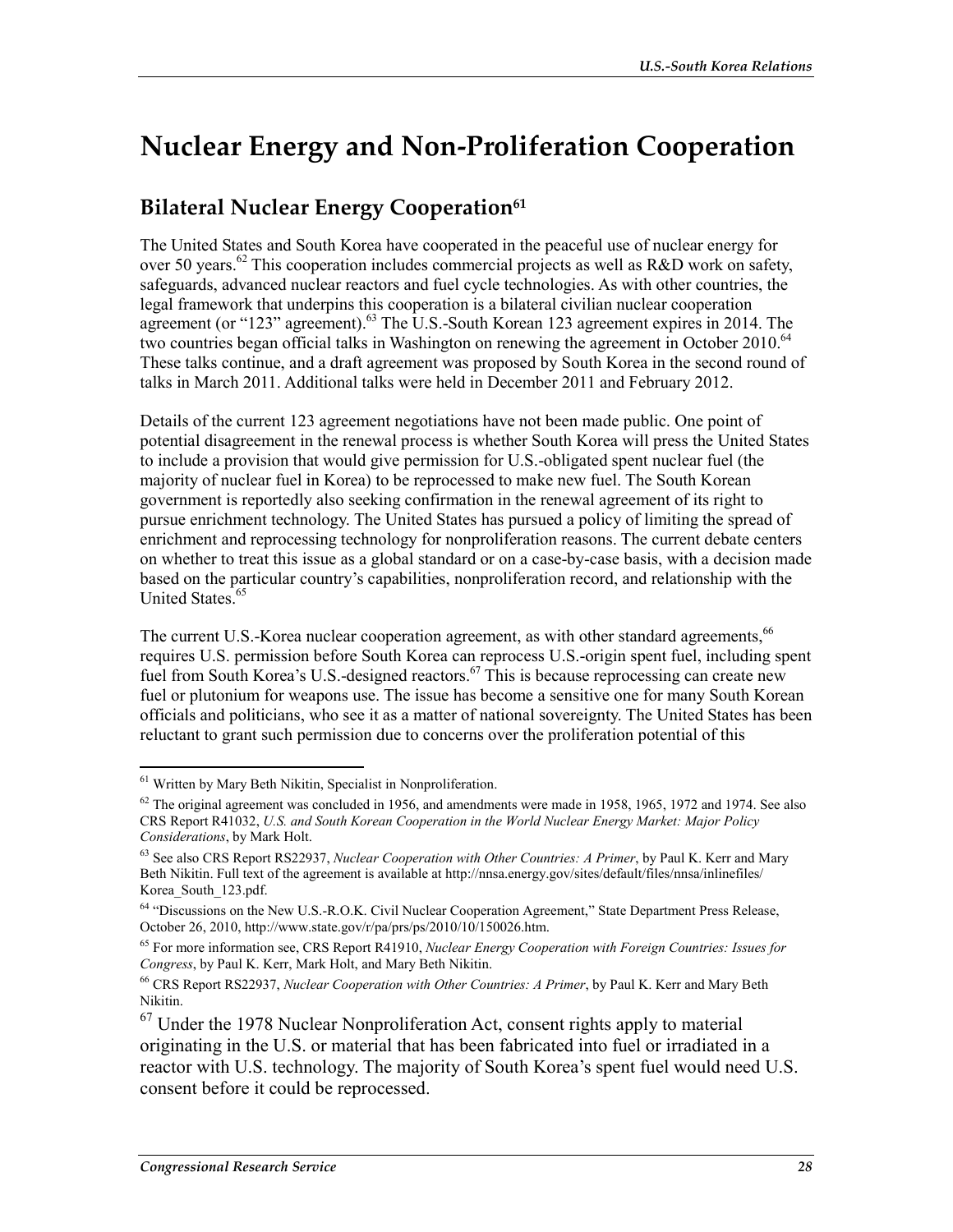# Nuclear Energy and Non-Proliferation Cooperation

## Bilateral Nuclear Energy Cooperation[61]

The United States and South Korea have cooperated in the peaceful use of nuclear energy for over 50 years.[62] This cooperation includes commercial projects as well as R&D work on safety, safeguards, advanced nuclear reactors and fuel cycle technologies. As with other countries, the legal framework that underpins this cooperation is a bilateral civilian nuclear cooperation agreement (or "123" agreement).[63] The U.S.-South Korean 123 agreement expires in 2014. The two countries began official talks in Washington on renewing the agreement in October 2010.[64] These talks continue, and a draft agreement was proposed by South Korea in the second round of talks in March 2011. Additional talks were held in December 2011 and February 2012.

Details of the current 123 agreement negotiations have not been made public. One point of potential disagreement in the renewal process is whether South Korea will press the United States to include a provision that would give permission for U.S.-obligated spent nuclear fuel (the majority of nuclear fuel in Korea) to be reprocessed to make new fuel. The South Korean government is reportedly also seeking confirmation in the renewal agreement of its right to pursue enrichment technology. The United States has pursued a policy of limiting the spread of enrichment and reprocessing technology for nonproliferation reasons. The current debate centers on whether to treat this issue as a global standard or on a case-by-case basis, with a decision made based on the particular country's capabilities, nonproliferation record, and relationship with the United States.[65]

The current U.S.-Korea nuclear cooperation agreement, as with other standard agreements,[66] requires U.S. permission before South Korea can reprocess U.S.-origin spent fuel, including spent fuel from South Korea's U.S.-designed reactors.[67] This is because reprocessing can create new fuel or plutonium for weapons use. The issue has become a sensitive one for many South Korean officials and politicians, who see it as a matter of national sovereignty. The United States has been reluctant to grant such permission due to concerns over the proliferation potential of this

---

[61] Written by Mary Beth Nikitin, Specialist in Nonproliferation.

[62] The original agreement was concluded in 1956, and amendments were made in 1958, 1965, 1972 and 1974. See also CRS Report R41032, *U.S. and South Korean Cooperation in the World Nuclear Energy Market: Major Policy Considerations*, by Mark Holt.

[63] See also CRS Report RS22937, *Nuclear Cooperation with Other Countries: A Primer*, by Paul K. Kerr and Mary Beth Nikitin. Full text of the agreement is available at http://nnsa.energy.gov/sites/default/files/nnsa/inlinefiles/Korea_South_123.pdf.

[64] "Discussions on the New U.S.-R.O.K. Civil Nuclear Cooperation Agreement," State Department Press Release, October 26, 2010, http://www.state.gov/r/pa/prs/ps/2010/10/150026.htm.

[65] For more information see, CRS Report R41910, *Nuclear Energy Cooperation with Foreign Countries: Issues for Congress*, by Paul K. Kerr, Mark Holt, and Mary Beth Nikitin.

[66] CRS Report RS22937, *Nuclear Cooperation with Other Countries: A Primer*, by Paul K. Kerr and Mary Beth Nikitin.

[67] Under the 1978 Nuclear Nonproliferation Act, consent rights apply to material originating in the U.S. or material that has been fabricated into fuel or irradiated in a reactor with U.S. technology. The majority of South Korea's spent fuel would need U.S. consent before it could be reprocessed.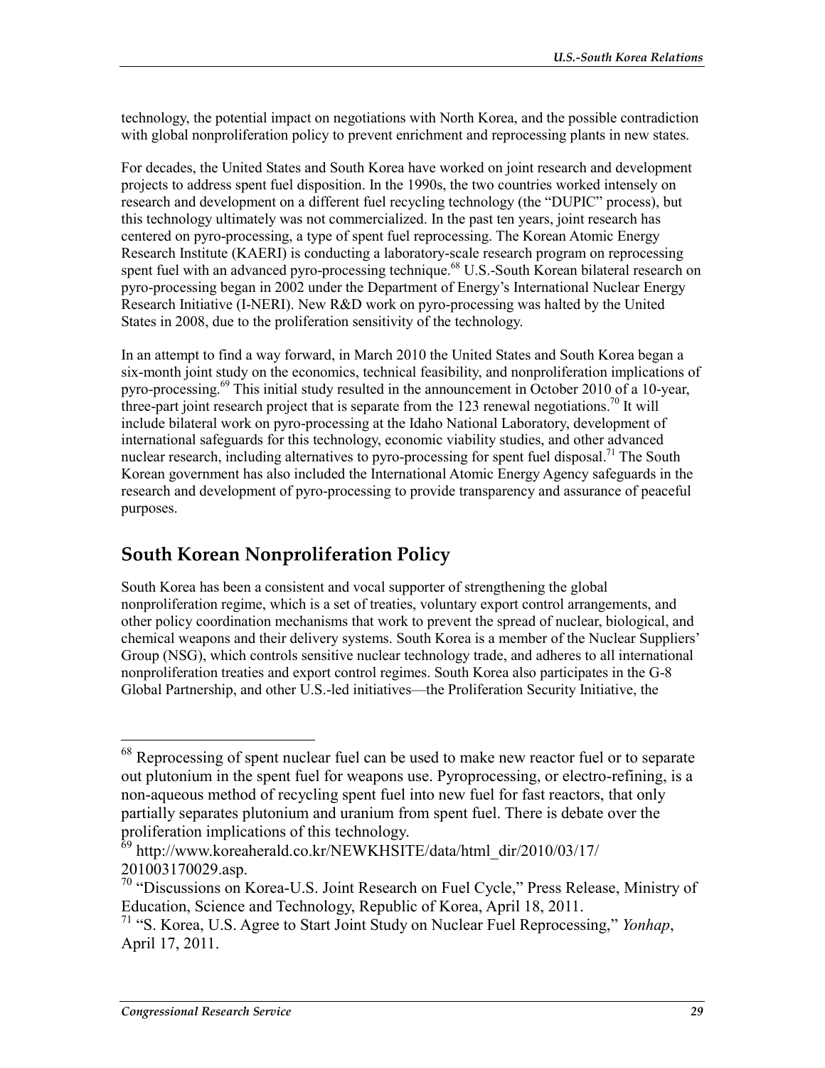technology, the potential impact on negotiations with North Korea, and the possible contradiction with global nonproliferation policy to prevent enrichment and reprocessing plants in new states.

For decades, the United States and South Korea have worked on joint research and development projects to address spent fuel disposition. In the 1990s, the two countries worked intensely on research and development on a different fuel recycling technology (the "DUPIC" process), but this technology ultimately was not commercialized. In the past ten years, joint research has centered on pyro-processing, a type of spent fuel reprocessing. The Korean Atomic Energy Research Institute (KAERI) is conducting a laboratory-scale research program on reprocessing spent fuel with an advanced pyro-processing technique.[68] U.S.-South Korean bilateral research on pyro-processing began in 2002 under the Department of Energy's International Nuclear Energy Research Initiative (I-NERI). New R&D work on pyro-processing was halted by the United States in 2008, due to the proliferation sensitivity of the technology.

In an attempt to find a way forward, in March 2010 the United States and South Korea began a six-month joint study on the economics, technical feasibility, and nonproliferation implications of pyro-processing.[69] This initial study resulted in the announcement in October 2010 of a 10-year, three-part joint research project that is separate from the 123 renewal negotiations.[70] It will include bilateral work on pyro-processing at the Idaho National Laboratory, development of international safeguards for this technology, economic viability studies, and other advanced nuclear research, including alternatives to pyro-processing for spent fuel disposal.[71] The South Korean government has also included the International Atomic Energy Agency safeguards in the research and development of pyro-processing to provide transparency and assurance of peaceful purposes.

## South Korean Nonproliferation Policy

South Korea has been a consistent and vocal supporter of strengthening the global nonproliferation regime, which is a set of treaties, voluntary export control arrangements, and other policy coordination mechanisms that work to prevent the spread of nuclear, biological, and chemical weapons and their delivery systems. South Korea is a member of the Nuclear Suppliers' Group (NSG), which controls sensitive nuclear technology trade, and adheres to all international nonproliferation treaties and export control regimes. South Korea also participates in the G-8 Global Partnership, and other U.S.-led initiatives—the Proliferation Security Initiative, the

---

[68] Reprocessing of spent nuclear fuel can be used to make new reactor fuel or to separate out plutonium in the spent fuel for weapons use. Pyroprocessing, or electro-refining, is a non-aqueous method of recycling spent fuel into new fuel for fast reactors, that only partially separates plutonium and uranium from spent fuel. There is debate over the proliferation implications of this technology.

[69] http://www.koreaherald.co.kr/NEWKHSITE/data/html_dir/2010/03/17/201003170029.asp.

[70] "Discussions on Korea-U.S. Joint Research on Fuel Cycle," Press Release, Ministry of Education, Science and Technology, Republic of Korea, April 18, 2011.

[71] "S. Korea, U.S. Agree to Start Joint Study on Nuclear Fuel Reprocessing," *Yonhap*, April 17, 2011.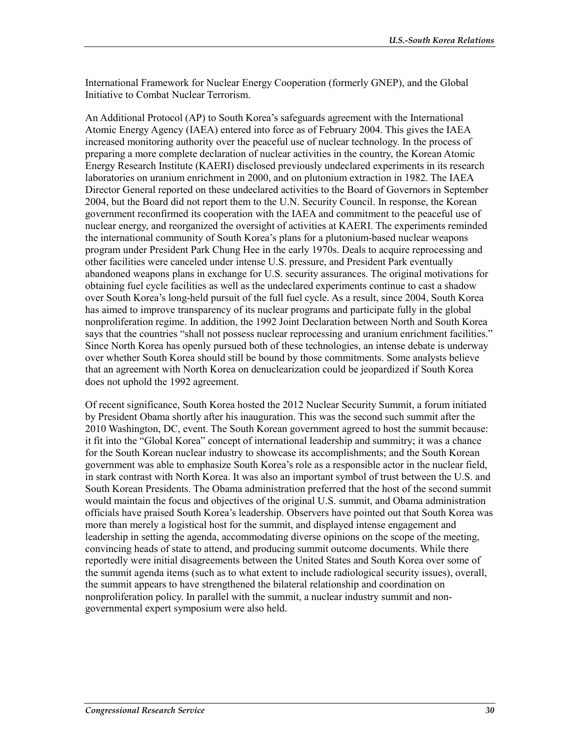International Framework for Nuclear Energy Cooperation (formerly GNEP), and the Global Initiative to Combat Nuclear Terrorism.

An Additional Protocol (AP) to South Korea's safeguards agreement with the International Atomic Energy Agency (IAEA) entered into force as of February 2004. This gives the IAEA increased monitoring authority over the peaceful use of nuclear technology. In the process of preparing a more complete declaration of nuclear activities in the country, the Korean Atomic Energy Research Institute (KAERI) disclosed previously undeclared experiments in its research laboratories on uranium enrichment in 2000, and on plutonium extraction in 1982. The IAEA Director General reported on these undeclared activities to the Board of Governors in September 2004, but the Board did not report them to the U.N. Security Council. In response, the Korean government reconfirmed its cooperation with the IAEA and commitment to the peaceful use of nuclear energy, and reorganized the oversight of activities at KAERI. The experiments reminded the international community of South Korea's plans for a plutonium-based nuclear weapons program under President Park Chung Hee in the early 1970s. Deals to acquire reprocessing and other facilities were canceled under intense U.S. pressure, and President Park eventually abandoned weapons plans in exchange for U.S. security assurances. The original motivations for obtaining fuel cycle facilities as well as the undeclared experiments continue to cast a shadow over South Korea's long-held pursuit of the full fuel cycle. As a result, since 2004, South Korea has aimed to improve transparency of its nuclear programs and participate fully in the global nonproliferation regime. In addition, the 1992 Joint Declaration between North and South Korea says that the countries "shall not possess nuclear reprocessing and uranium enrichment facilities." Since North Korea has openly pursued both of these technologies, an intense debate is underway over whether South Korea should still be bound by those commitments. Some analysts believe that an agreement with North Korea on denuclearization could be jeopardized if South Korea does not uphold the 1992 agreement.

Of recent significance, South Korea hosted the 2012 Nuclear Security Summit, a forum initiated by President Obama shortly after his inauguration. This was the second such summit after the 2010 Washington, DC, event. The South Korean government agreed to host the summit because: it fit into the "Global Korea" concept of international leadership and summitry; it was a chance for the South Korean nuclear industry to showcase its accomplishments; and the South Korean government was able to emphasize South Korea's role as a responsible actor in the nuclear field, in stark contrast with North Korea. It was also an important symbol of trust between the U.S. and South Korean Presidents. The Obama administration preferred that the host of the second summit would maintain the focus and objectives of the original U.S. summit, and Obama administration officials have praised South Korea's leadership. Observers have pointed out that South Korea was more than merely a logistical host for the summit, and displayed intense engagement and leadership in setting the agenda, accommodating diverse opinions on the scope of the meeting, convincing heads of state to attend, and producing summit outcome documents. While there reportedly were initial disagreements between the United States and South Korea over some of the summit agenda items (such as to what extent to include radiological security issues), overall, the summit appears to have strengthened the bilateral relationship and coordination on nonproliferation policy. In parallel with the summit, a nuclear industry summit and non-governmental expert symposium were also held.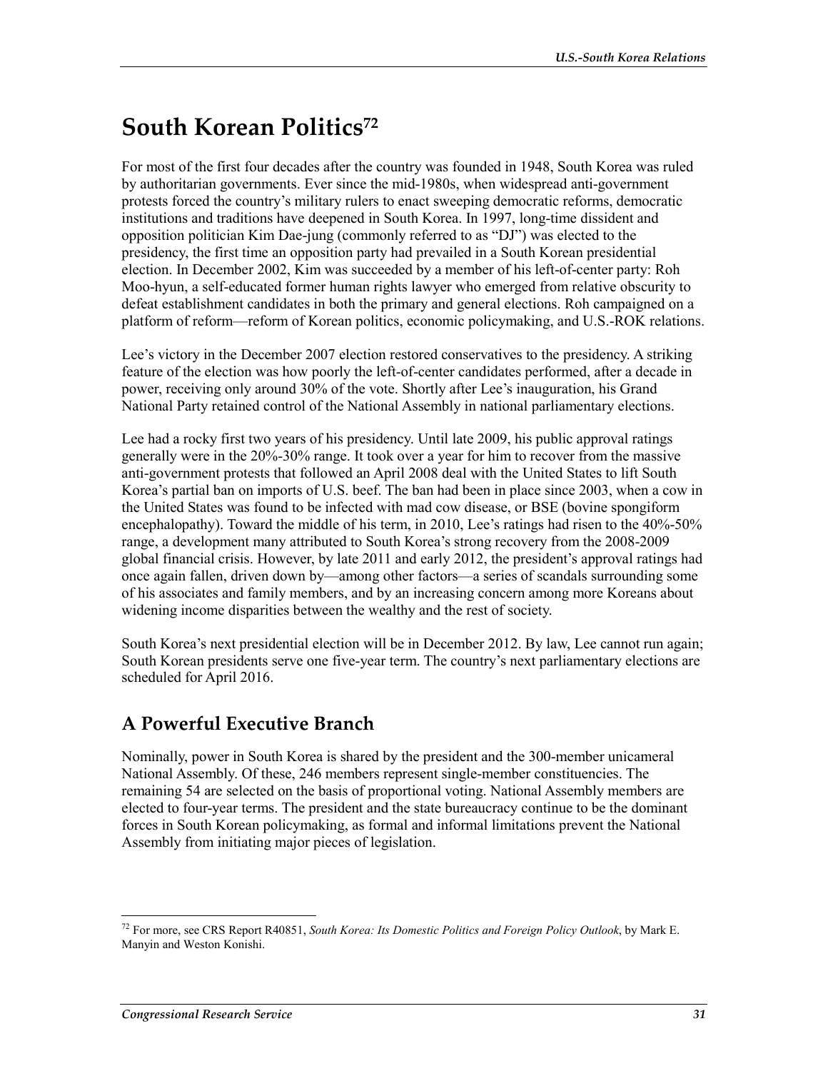# South Korean Politics[72]

For most of the first four decades after the country was founded in 1948, South Korea was ruled by authoritarian governments. Ever since the mid-1980s, when widespread anti-government protests forced the country's military rulers to enact sweeping democratic reforms, democratic institutions and traditions have deepened in South Korea. In 1997, long-time dissident and opposition politician Kim Dae-jung (commonly referred to as "DJ") was elected to the presidency, the first time an opposition party had prevailed in a South Korean presidential election. In December 2002, Kim was succeeded by a member of his left-of-center party: Roh Moo-hyun, a self-educated former human rights lawyer who emerged from relative obscurity to defeat establishment candidates in both the primary and general elections. Roh campaigned on a platform of reform—reform of Korean politics, economic policymaking, and U.S.-ROK relations.

Lee's victory in the December 2007 election restored conservatives to the presidency. A striking feature of the election was how poorly the left-of-center candidates performed, after a decade in power, receiving only around 30% of the vote. Shortly after Lee's inauguration, his Grand National Party retained control of the National Assembly in national parliamentary elections.

Lee had a rocky first two years of his presidency. Until late 2009, his public approval ratings generally were in the 20%-30% range. It took over a year for him to recover from the massive anti-government protests that followed an April 2008 deal with the United States to lift South Korea's partial ban on imports of U.S. beef. The ban had been in place since 2003, when a cow in the United States was found to be infected with mad cow disease, or BSE (bovine spongiform encephalopathy). Toward the middle of his term, in 2010, Lee's ratings had risen to the 40%-50% range, a development many attributed to South Korea's strong recovery from the 2008-2009 global financial crisis. However, by late 2011 and early 2012, the president's approval ratings had once again fallen, driven down by—among other factors—a series of scandals surrounding some of his associates and family members, and by an increasing concern among more Koreans about widening income disparities between the wealthy and the rest of society.

South Korea's next presidential election will be in December 2012. By law, Lee cannot run again; South Korean presidents serve one five-year term. The country's next parliamentary elections are scheduled for April 2016.

## A Powerful Executive Branch

Nominally, power in South Korea is shared by the president and the 300-member unicameral National Assembly. Of these, 246 members represent single-member constituencies. The remaining 54 are selected on the basis of proportional voting. National Assembly members are elected to four-year terms. The president and the state bureaucracy continue to be the dominant forces in South Korean policymaking, as formal and informal limitations prevent the National Assembly from initiating major pieces of legislation.

---

[72] For more, see CRS Report R40851, *South Korea: Its Domestic Politics and Foreign Policy Outlook*, by Mark E. Manyin and Weston Konishi.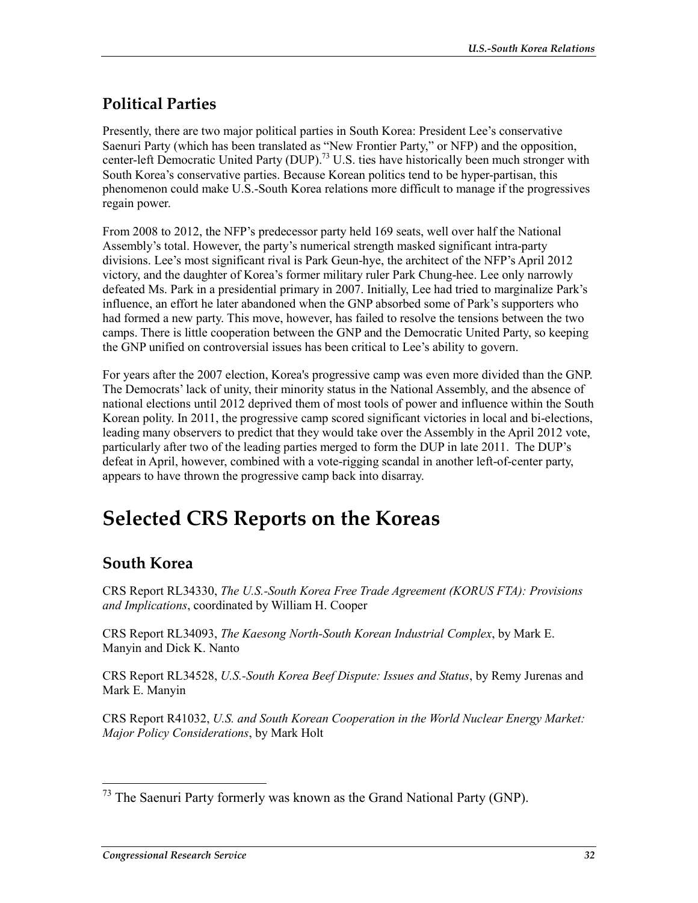## Political Parties

Presently, there are two major political parties in South Korea: President Lee's conservative Saenuri Party (which has been translated as "New Frontier Party," or NFP) and the opposition, center-left Democratic United Party (DUP).[73] U.S. ties have historically been much stronger with South Korea's conservative parties. Because Korean politics tend to be hyper-partisan, this phenomenon could make U.S.-South Korea relations more difficult to manage if the progressives regain power.

From 2008 to 2012, the NFP's predecessor party held 169 seats, well over half the National Assembly's total. However, the party's numerical strength masked significant intra-party divisions. Lee's most significant rival is Park Geun-hye, the architect of the NFP's April 2012 victory, and the daughter of Korea's former military ruler Park Chung-hee. Lee only narrowly defeated Ms. Park in a presidential primary in 2007. Initially, Lee had tried to marginalize Park's influence, an effort he later abandoned when the GNP absorbed some of Park's supporters who had formed a new party. This move, however, has failed to resolve the tensions between the two camps. There is little cooperation between the GNP and the Democratic United Party, so keeping the GNP unified on controversial issues has been critical to Lee's ability to govern.

For years after the 2007 election, Korea's progressive camp was even more divided than the GNP. The Democrats' lack of unity, their minority status in the National Assembly, and the absence of national elections until 2012 deprived them of most tools of power and influence within the South Korean polity. In 2011, the progressive camp scored significant victories in local and bi-elections, leading many observers to predict that they would take over the Assembly in the April 2012 vote, particularly after two of the leading parties merged to form the DUP in late 2011. The DUP's defeat in April, however, combined with a vote-rigging scandal in another left-of-center party, appears to have thrown the progressive camp back into disarray.

# Selected CRS Reports on the Koreas

## South Korea

CRS Report RL34330, *The U.S.-South Korea Free Trade Agreement (KORUS FTA): Provisions and Implications*, coordinated by William H. Cooper

CRS Report RL34093, *The Kaesong North-South Korean Industrial Complex*, by Mark E. Manyin and Dick K. Nanto

CRS Report RL34528, *U.S.-South Korea Beef Dispute: Issues and Status*, by Remy Jurenas and Mark E. Manyin

CRS Report R41032, *U.S. and South Korean Cooperation in the World Nuclear Energy Market: Major Policy Considerations*, by Mark Holt

---

[73] The Saenuri Party formerly was known as the Grand National Party (GNP).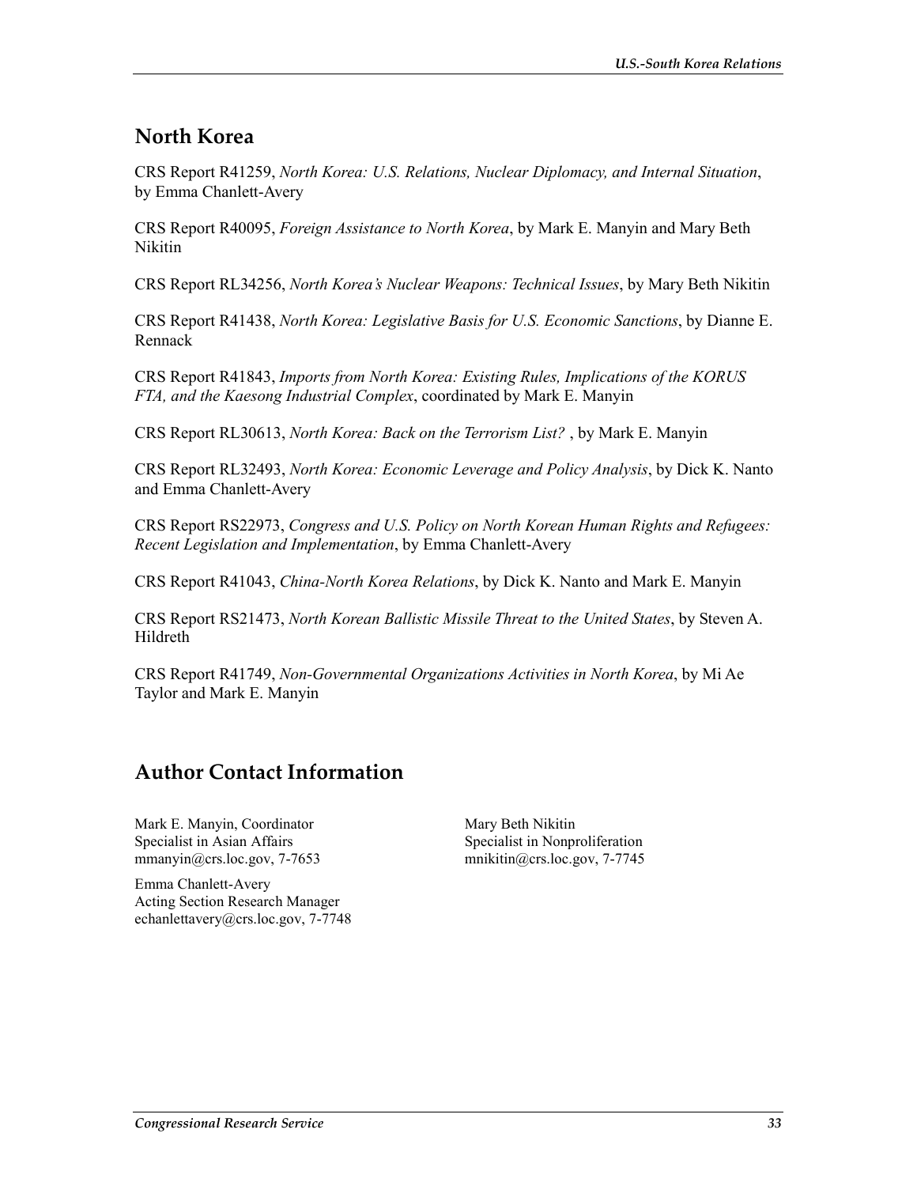## North Korea

CRS Report R41259, *North Korea: U.S. Relations, Nuclear Diplomacy, and Internal Situation*, by Emma Chanlett-Avery

CRS Report R40095, *Foreign Assistance to North Korea*, by Mark E. Manyin and Mary Beth Nikitin

CRS Report RL34256, *North Korea's Nuclear Weapons: Technical Issues*, by Mary Beth Nikitin

CRS Report R41438, *North Korea: Legislative Basis for U.S. Economic Sanctions*, by Dianne E. Rennack

CRS Report R41843, *Imports from North Korea: Existing Rules, Implications of the KORUS FTA, and the Kaesong Industrial Complex*, coordinated by Mark E. Manyin

CRS Report RL30613, *North Korea: Back on the Terrorism List?* , by Mark E. Manyin

CRS Report RL32493, *North Korea: Economic Leverage and Policy Analysis*, by Dick K. Nanto and Emma Chanlett-Avery

CRS Report RS22973, *Congress and U.S. Policy on North Korean Human Rights and Refugees: Recent Legislation and Implementation*, by Emma Chanlett-Avery

CRS Report R41043, *China-North Korea Relations*, by Dick K. Nanto and Mark E. Manyin

CRS Report RS21473, *North Korean Ballistic Missile Threat to the United States*, by Steven A. Hildreth

CRS Report R41749, *Non-Governmental Organizations Activities in North Korea*, by Mi Ae Taylor and Mark E. Manyin

## Author Contact Information

Mark E. Manyin, Coordinator
Specialist in Asian Affairs
mmanyin@crs.loc.gov, 7-7653

Emma Chanlett-Avery
Acting Section Research Manager
echanlettavery@crs.loc.gov, 7-7748

Mary Beth Nikitin
Specialist in Nonproliferation
mnikitin@crs.loc.gov, 7-7745